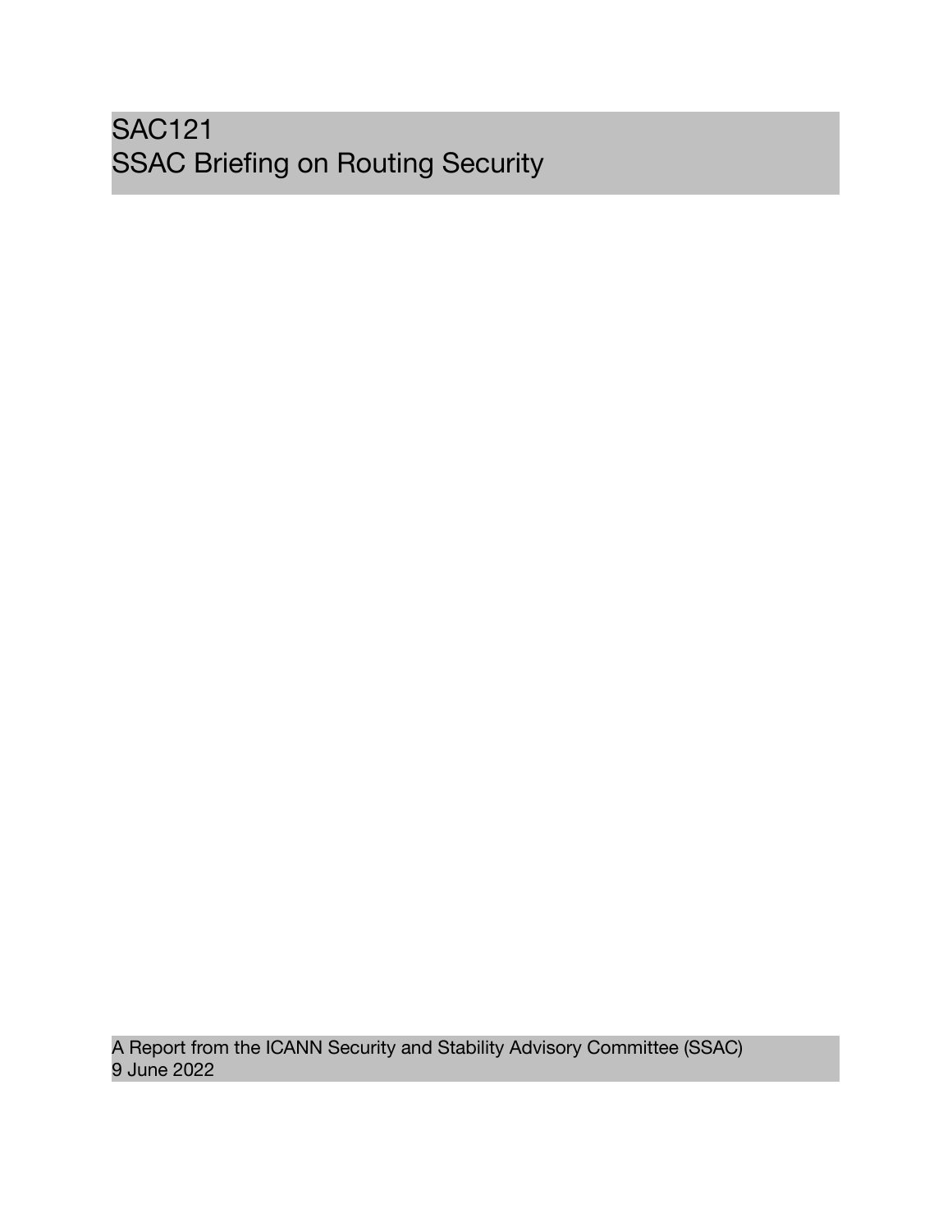# SAC121
# SSAC Briefing on Routing Security

A Report from the ICANN Security and Stability Advisory Committee (SSAC)
9 June 2022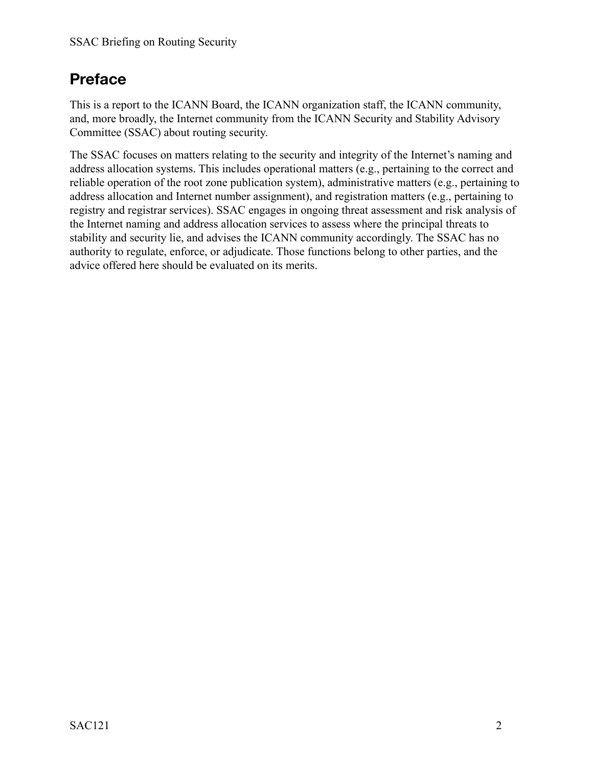# Preface

This is a report to the ICANN Board, the ICANN organization staff, the ICANN community, and, more broadly, the Internet community from the ICANN Security and Stability Advisory Committee (SSAC) about routing security.

The SSAC focuses on matters relating to the security and integrity of the Internet's naming and address allocation systems. This includes operational matters (e.g., pertaining to the correct and reliable operation of the root zone publication system), administrative matters (e.g., pertaining to address allocation and Internet number assignment), and registration matters (e.g., pertaining to registry and registrar services). SSAC engages in ongoing threat assessment and risk analysis of the Internet naming and address allocation services to assess where the principal threats to stability and security lie, and advises the ICANN community accordingly. The SSAC has no authority to regulate, enforce, or adjudicate. Those functions belong to other parties, and the advice offered here should be evaluated on its merits.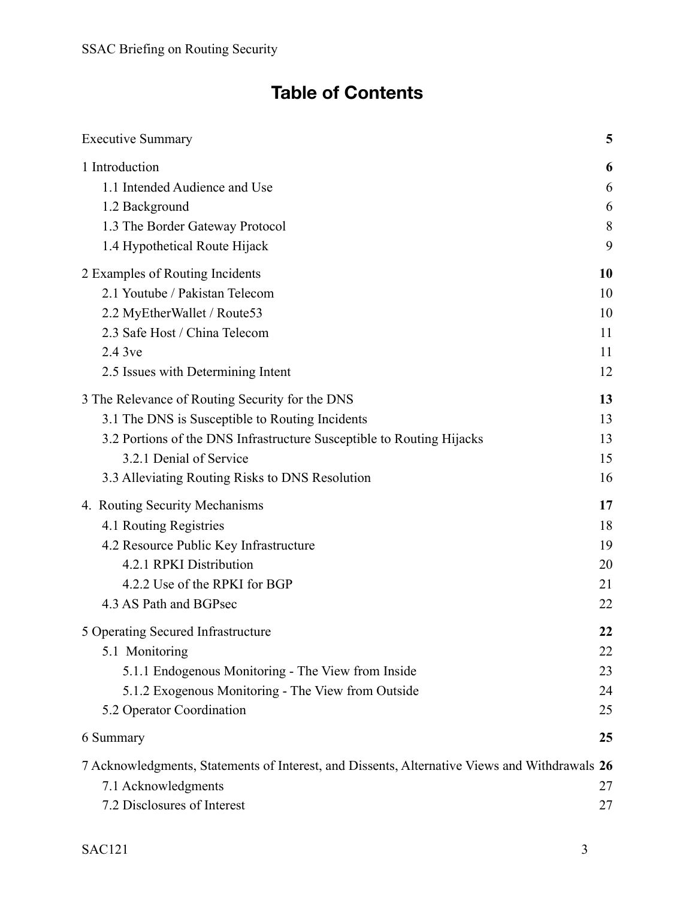# Table of Contents

Executive Summary **5**

1 Introduction **6**
- 1.1 Intended Audience and Use 6
- 1.2 Background 6
- 1.3 The Border Gateway Protocol 8
- 1.4 Hypothetical Route Hijack 9

2 Examples of Routing Incidents **10**
- 2.1 Youtube / Pakistan Telecom 10
- 2.2 MyEtherWallet / Route53 10
- 2.3 Safe Host / China Telecom 11
- 2.4 3ve 11
- 2.5 Issues with Determining Intent 12

3 The Relevance of Routing Security for the DNS **13**
- 3.1 The DNS is Susceptible to Routing Incidents 13
- 3.2 Portions of the DNS Infrastructure Susceptible to Routing Hijacks 13
  - 3.2.1 Denial of Service 15
- 3.3 Alleviating Routing Risks to DNS Resolution 16

4. Routing Security Mechanisms **17**
- 4.1 Routing Registries 18
- 4.2 Resource Public Key Infrastructure 19
  - 4.2.1 RPKI Distribution 20
  - 4.2.2 Use of the RPKI for BGP 21
- 4.3 AS Path and BGPsec 22

5 Operating Secured Infrastructure **22**
- 5.1 Monitoring 22
  - 5.1.1 Endogenous Monitoring - The View from Inside 23
  - 5.1.2 Exogenous Monitoring - The View from Outside 24
- 5.2 Operator Coordination 25

6 Summary **25**

7 Acknowledgments, Statements of Interest, and Dissents, Alternative Views and Withdrawals **26**
- 7.1 Acknowledgments 27
- 7.2 Disclosures of Interest 27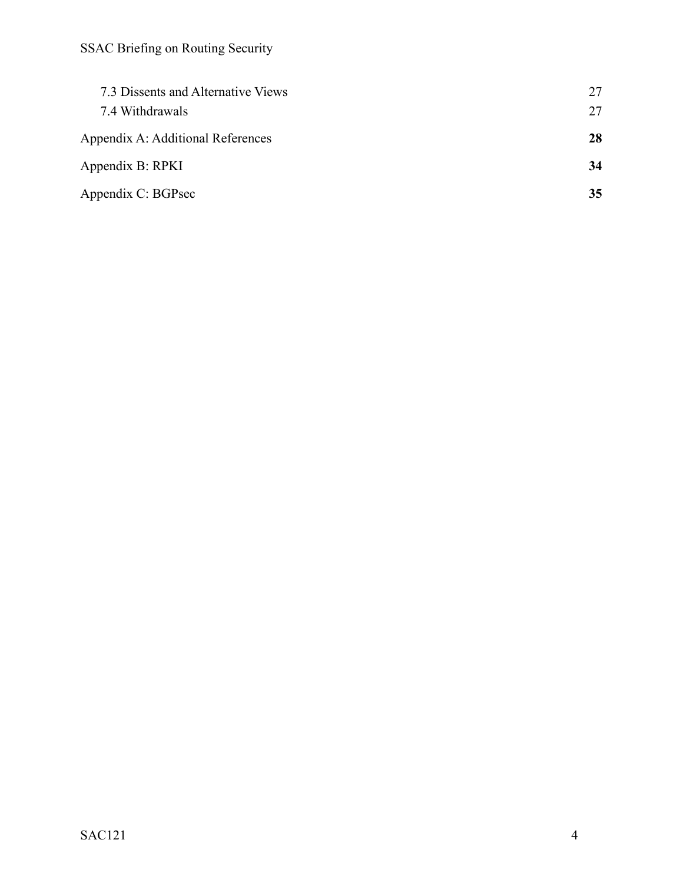7.3 Dissents and Alternative Views 27
7.4 Withdrawals 27

**Appendix A: Additional References 28**

**Appendix B: RPKI 34**

**Appendix C: BGPsec 35**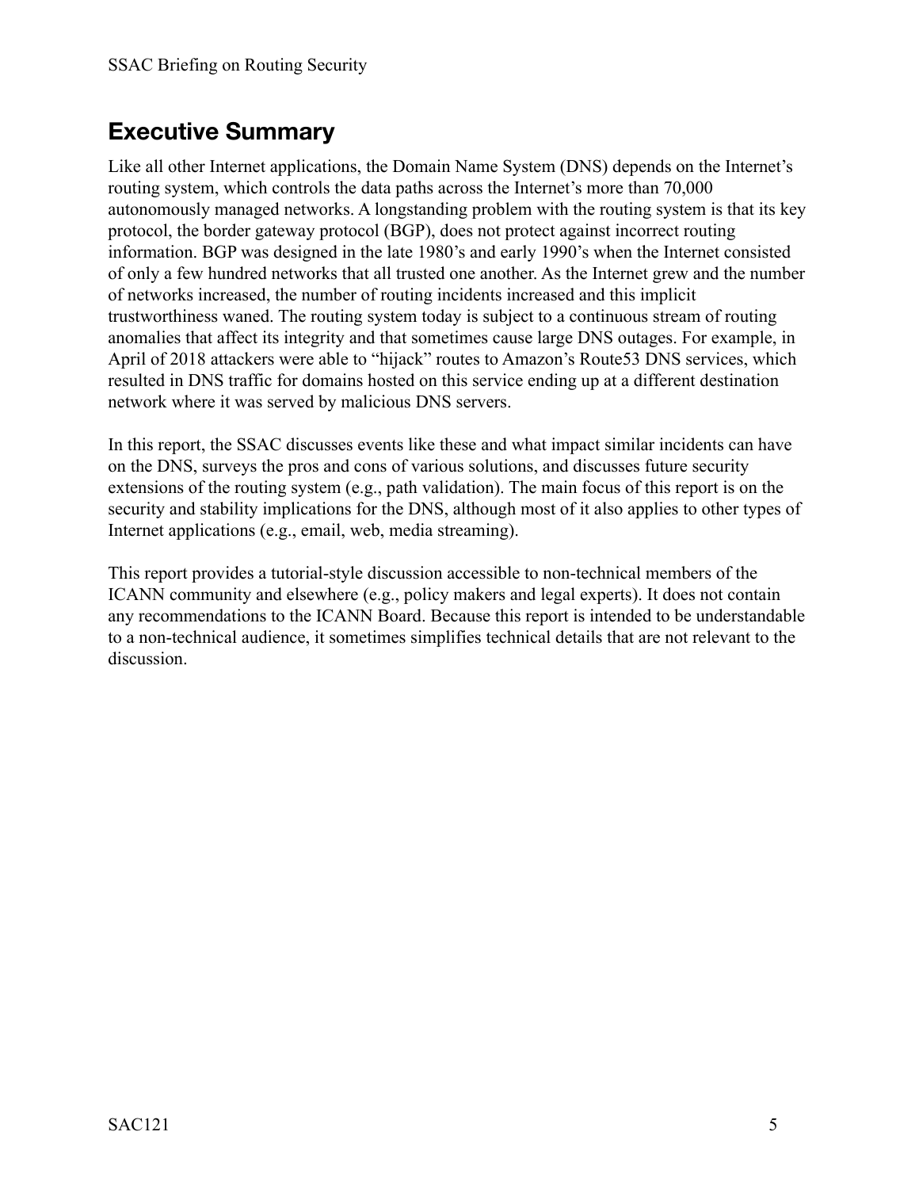# Executive Summary

Like all other Internet applications, the Domain Name System (DNS) depends on the Internet's routing system, which controls the data paths across the Internet's more than 70,000 autonomously managed networks. A longstanding problem with the routing system is that its key protocol, the border gateway protocol (BGP), does not protect against incorrect routing information. BGP was designed in the late 1980's and early 1990's when the Internet consisted of only a few hundred networks that all trusted one another. As the Internet grew and the number of networks increased, the number of routing incidents increased and this implicit trustworthiness waned. The routing system today is subject to a continuous stream of routing anomalies that affect its integrity and that sometimes cause large DNS outages. For example, in April of 2018 attackers were able to "hijack" routes to Amazon's Route53 DNS services, which resulted in DNS traffic for domains hosted on this service ending up at a different destination network where it was served by malicious DNS servers.

In this report, the SSAC discusses events like these and what impact similar incidents can have on the DNS, surveys the pros and cons of various solutions, and discusses future security extensions of the routing system (e.g., path validation). The main focus of this report is on the security and stability implications for the DNS, although most of it also applies to other types of Internet applications (e.g., email, web, media streaming).

This report provides a tutorial-style discussion accessible to non-technical members of the ICANN community and elsewhere (e.g., policy makers and legal experts). It does not contain any recommendations to the ICANN Board. Because this report is intended to be understandable to a non-technical audience, it sometimes simplifies technical details that are not relevant to the discussion.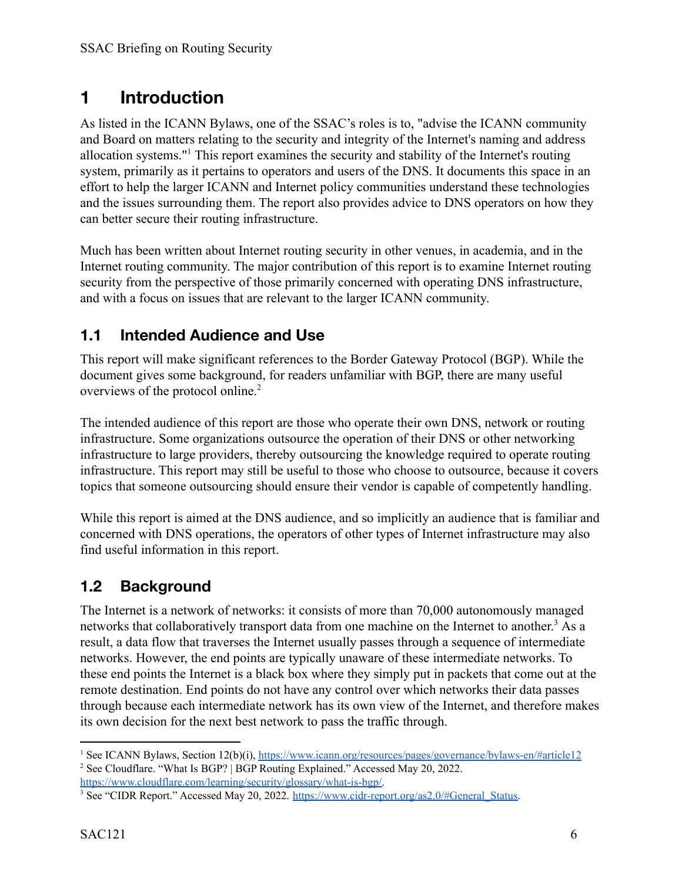# 1 Introduction

As listed in the ICANN Bylaws, one of the SSAC's roles is to, "advise the ICANN community and Board on matters relating to the security and integrity of the Internet's naming and address allocation systems."[1] This report examines the security and stability of the Internet's routing system, primarily as it pertains to operators and users of the DNS. It documents this space in an effort to help the larger ICANN and Internet policy communities understand these technologies and the issues surrounding them. The report also provides advice to DNS operators on how they can better secure their routing infrastructure.

Much has been written about Internet routing security in other venues, in academia, and in the Internet routing community. The major contribution of this report is to examine Internet routing security from the perspective of those primarily concerned with operating DNS infrastructure, and with a focus on issues that are relevant to the larger ICANN community.

## 1.1 Intended Audience and Use

This report will make significant references to the Border Gateway Protocol (BGP). While the document gives some background, for readers unfamiliar with BGP, there are many useful overviews of the protocol online.[2]

The intended audience of this report are those who operate their own DNS, network or routing infrastructure. Some organizations outsource the operation of their DNS or other networking infrastructure to large providers, thereby outsourcing the knowledge required to operate routing infrastructure. This report may still be useful to those who choose to outsource, because it covers topics that someone outsourcing should ensure their vendor is capable of competently handling.

While this report is aimed at the DNS audience, and so implicitly an audience that is familiar and concerned with DNS operations, the operators of other types of Internet infrastructure may also find useful information in this report.

## 1.2 Background

The Internet is a network of networks: it consists of more than 70,000 autonomously managed networks that collaboratively transport data from one machine on the Internet to another.[3] As a result, a data flow that traverses the Internet usually passes through a sequence of intermediate networks. However, the end points are typically unaware of these intermediate networks. To these end points the Internet is a black box where they simply put in packets that come out at the remote destination. End points do not have any control over which networks their data passes through because each intermediate network has its own view of the Internet, and therefore makes its own decision for the next best network to pass the traffic through.

---

[1] See ICANN Bylaws, Section 12(b)(i), https://www.icann.org/resources/pages/governance/bylaws-en/#article12

[2] See Cloudflare. "What Is BGP? | BGP Routing Explained." Accessed May 20, 2022. https://www.cloudflare.com/learning/security/glossary/what-is-bgp/.

[3] See "CIDR Report." Accessed May 20, 2022. https://www.cidr-report.org/as2.0/#General_Status.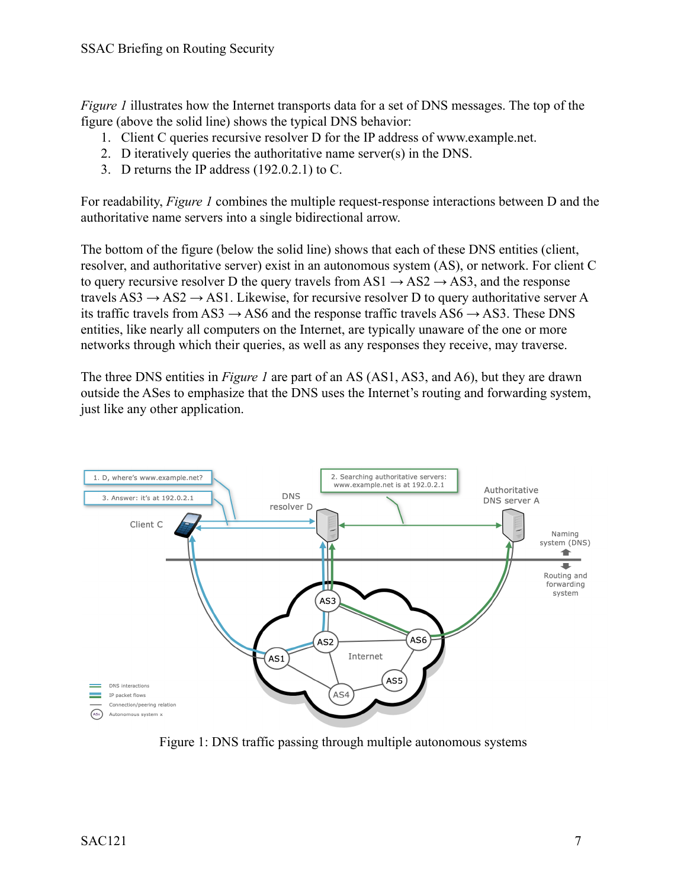*Figure 1* illustrates how the Internet transports data for a set of DNS messages. The top of the figure (above the solid line) shows the typical DNS behavior:

1. Client C queries recursive resolver D for the IP address of www.example.net.
2. D iteratively queries the authoritative name server(s) in the DNS.
3. D returns the IP address (192.0.2.1) to C.

For readability, *Figure 1* combines the multiple request-response interactions between D and the authoritative name servers into a single bidirectional arrow.

The bottom of the figure (below the solid line) shows that each of these DNS entities (client, resolver, and authoritative server) exist in an autonomous system (AS), or network. For client C to query recursive resolver D the query travels from AS1 → AS2 → AS3, and the response travels AS3 → AS2 → AS1. Likewise, for recursive resolver D to query authoritative server A its traffic travels from AS3 → AS6 and the response traffic travels AS6 → AS3. These DNS entities, like nearly all computers on the Internet, are typically unaware of the one or more networks through which their queries, as well as any responses they receive, may traverse.

The three DNS entities in *Figure 1* are part of an AS (AS1, AS3, and A6), but they are drawn outside the ASes to emphasize that the DNS uses the Internet's routing and forwarding system, just like any other application.

Figure 1: DNS traffic passing through multiple autonomous systems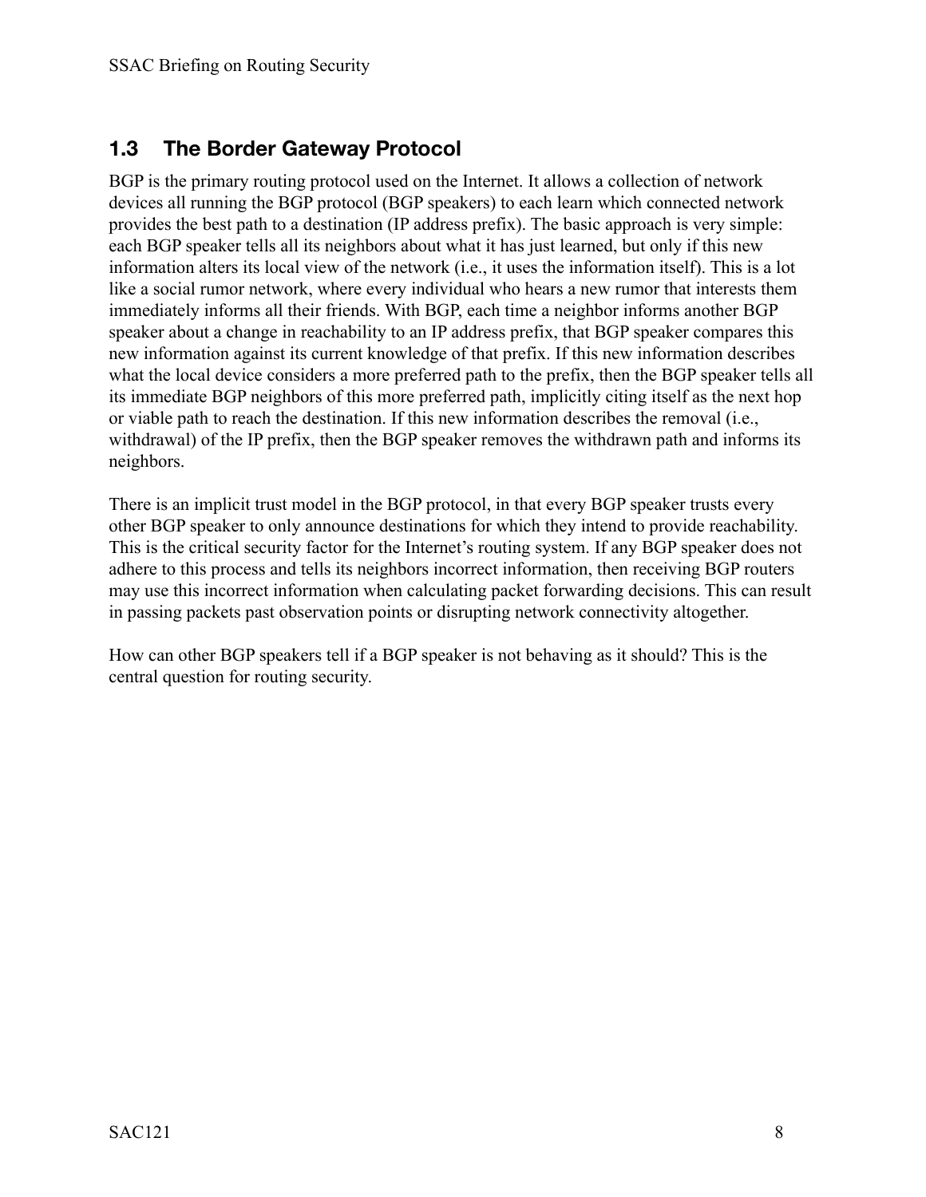## 1.3 The Border Gateway Protocol

BGP is the primary routing protocol used on the Internet. It allows a collection of network devices all running the BGP protocol (BGP speakers) to each learn which connected network provides the best path to a destination (IP address prefix). The basic approach is very simple: each BGP speaker tells all its neighbors about what it has just learned, but only if this new information alters its local view of the network (i.e., it uses the information itself). This is a lot like a social rumor network, where every individual who hears a new rumor that interests them immediately informs all their friends. With BGP, each time a neighbor informs another BGP speaker about a change in reachability to an IP address prefix, that BGP speaker compares this new information against its current knowledge of that prefix. If this new information describes what the local device considers a more preferred path to the prefix, then the BGP speaker tells all its immediate BGP neighbors of this more preferred path, implicitly citing itself as the next hop or viable path to reach the destination. If this new information describes the removal (i.e., withdrawal) of the IP prefix, then the BGP speaker removes the withdrawn path and informs its neighbors.

There is an implicit trust model in the BGP protocol, in that every BGP speaker trusts every other BGP speaker to only announce destinations for which they intend to provide reachability. This is the critical security factor for the Internet's routing system. If any BGP speaker does not adhere to this process and tells its neighbors incorrect information, then receiving BGP routers may use this incorrect information when calculating packet forwarding decisions. This can result in passing packets past observation points or disrupting network connectivity altogether.

How can other BGP speakers tell if a BGP speaker is not behaving as it should? This is the central question for routing security.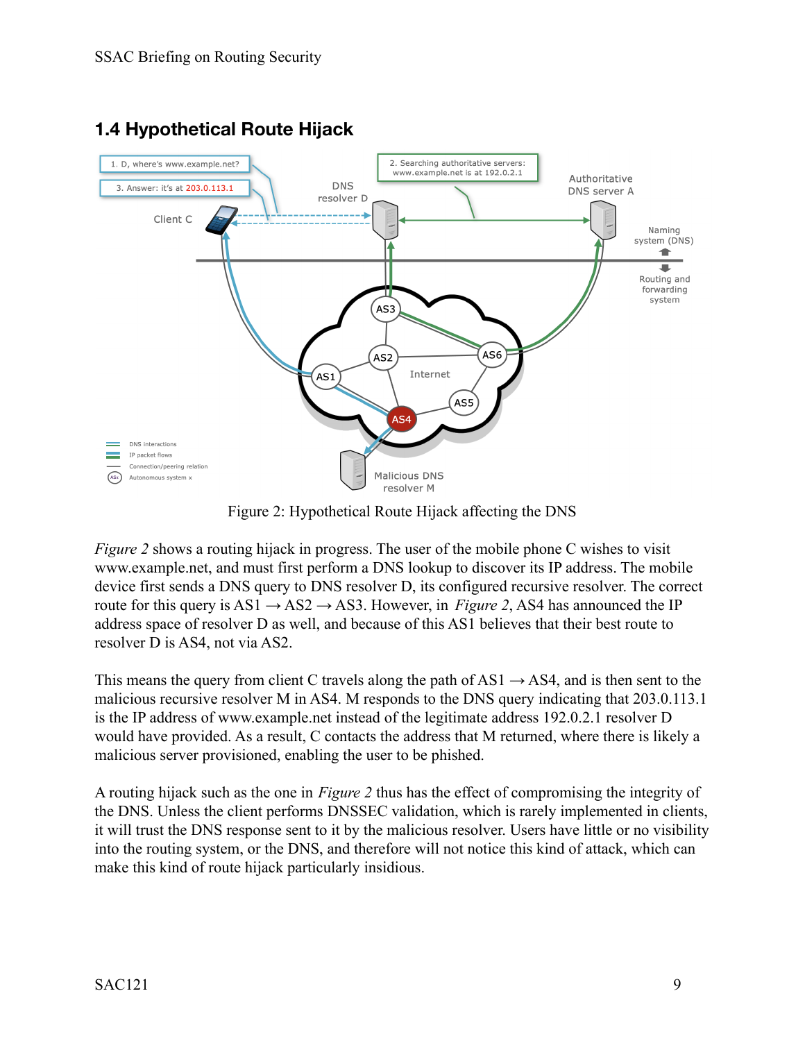## 1.4 Hypothetical Route Hijack

Figure 2: Hypothetical Route Hijack affecting the DNS

*Figure 2* shows a routing hijack in progress. The user of the mobile phone C wishes to visit www.example.net, and must first perform a DNS lookup to discover its IP address. The mobile device first sends a DNS query to DNS resolver D, its configured recursive resolver. The correct route for this query is AS1 → AS2 → AS3. However, in *Figure 2*, AS4 has announced the IP address space of resolver D as well, and because of this AS1 believes that their best route to resolver D is AS4, not via AS2.

This means the query from client C travels along the path of AS1 → AS4, and is then sent to the malicious recursive resolver M in AS4. M responds to the DNS query indicating that 203.0.113.1 is the IP address of www.example.net instead of the legitimate address 192.0.2.1 resolver D would have provided. As a result, C contacts the address that M returned, where there is likely a malicious server provisioned, enabling the user to be phished.

A routing hijack such as the one in *Figure 2* thus has the effect of compromising the integrity of the DNS. Unless the client performs DNSSEC validation, which is rarely implemented in clients, it will trust the DNS response sent to it by the malicious resolver. Users have little or no visibility into the routing system, or the DNS, and therefore will not notice this kind of attack, which can make this kind of route hijack particularly insidious.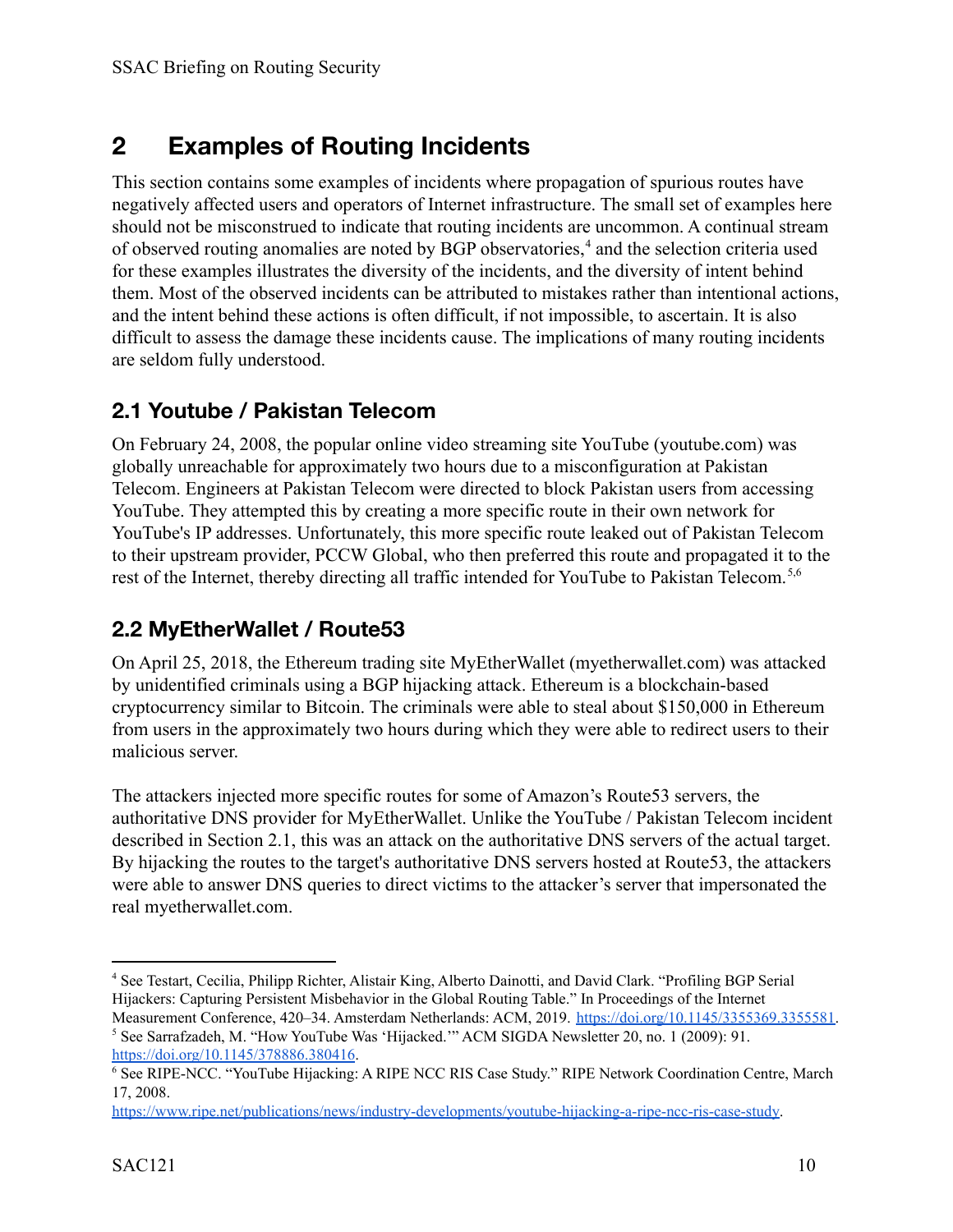# 2 Examples of Routing Incidents

This section contains some examples of incidents where propagation of spurious routes have negatively affected users and operators of Internet infrastructure. The small set of examples here should not be misconstrued to indicate that routing incidents are uncommon. A continual stream of observed routing anomalies are noted by BGP observatories,[4] and the selection criteria used for these examples illustrates the diversity of the incidents, and the diversity of intent behind them. Most of the observed incidents can be attributed to mistakes rather than intentional actions, and the intent behind these actions is often difficult, if not impossible, to ascertain. It is also difficult to assess the damage these incidents cause. The implications of many routing incidents are seldom fully understood.

## 2.1 Youtube / Pakistan Telecom

On February 24, 2008, the popular online video streaming site YouTube (youtube.com) was globally unreachable for approximately two hours due to a misconfiguration at Pakistan Telecom. Engineers at Pakistan Telecom were directed to block Pakistan users from accessing YouTube. They attempted this by creating a more specific route in their own network for YouTube's IP addresses. Unfortunately, this more specific route leaked out of Pakistan Telecom to their upstream provider, PCCW Global, who then preferred this route and propagated it to the rest of the Internet, thereby directing all traffic intended for YouTube to Pakistan Telecom.[5,6]

## 2.2 MyEtherWallet / Route53

On April 25, 2018, the Ethereum trading site MyEtherWallet (myetherwallet.com) was attacked by unidentified criminals using a BGP hijacking attack. Ethereum is a blockchain-based cryptocurrency similar to Bitcoin. The criminals were able to steal about $150,000 in Ethereum from users in the approximately two hours during which they were able to redirect users to their malicious server.

The attackers injected more specific routes for some of Amazon's Route53 servers, the authoritative DNS provider for MyEtherWallet. Unlike the YouTube / Pakistan Telecom incident described in Section 2.1, this was an attack on the authoritative DNS servers of the actual target. By hijacking the routes to the target's authoritative DNS servers hosted at Route53, the attackers were able to answer DNS queries to direct victims to the attacker's server that impersonated the real myetherwallet.com.

---

[4] See Testart, Cecilia, Philipp Richter, Alistair King, Alberto Dainotti, and David Clark. "Profiling BGP Serial Hijackers: Capturing Persistent Misbehavior in the Global Routing Table." In Proceedings of the Internet Measurement Conference, 420–34. Amsterdam Netherlands: ACM, 2019. https://doi.org/10.1145/3355369.3355581.

[5] See Sarrafzadeh, M. "How YouTube Was 'Hijacked.'" ACM SIGDA Newsletter 20, no. 1 (2009): 91. https://doi.org/10.1145/378886.380416.

[6] See RIPE-NCC. "YouTube Hijacking: A RIPE NCC RIS Case Study." RIPE Network Coordination Centre, March 17, 2008. https://www.ripe.net/publications/news/industry-developments/youtube-hijacking-a-ripe-ncc-ris-case-study.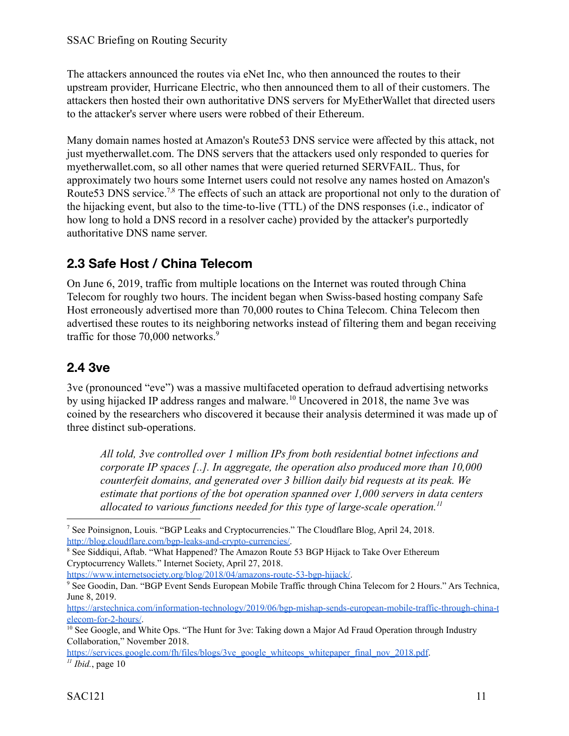The attackers announced the routes via eNet Inc, who then announced the routes to their upstream provider, Hurricane Electric, who then announced them to all of their customers. The attackers then hosted their own authoritative DNS servers for MyEtherWallet that directed users to the attacker's server where users were robbed of their Ethereum.

Many domain names hosted at Amazon's Route53 DNS service were affected by this attack, not just myetherwallet.com. The DNS servers that the attackers used only responded to queries for myetherwallet.com, so all other names that were queried returned SERVFAIL. Thus, for approximately two hours some Internet users could not resolve any names hosted on Amazon's Route53 DNS service.[7,8] The effects of such an attack are proportional not only to the duration of the hijacking event, but also to the time-to-live (TTL) of the DNS responses (i.e., indicator of how long to hold a DNS record in a resolver cache) provided by the attacker's purportedly authoritative DNS name server.

## 2.3 Safe Host / China Telecom

On June 6, 2019, traffic from multiple locations on the Internet was routed through China Telecom for roughly two hours. The incident began when Swiss-based hosting company Safe Host erroneously advertised more than 70,000 routes to China Telecom. China Telecom then advertised these routes to its neighboring networks instead of filtering them and began receiving traffic for those 70,000 networks.[9]

## 2.4 3ve

3ve (pronounced "eve") was a massive multifaceted operation to defraud advertising networks by using hijacked IP address ranges and malware.[10] Uncovered in 2018, the name 3ve was coined by the researchers who discovered it because their analysis determined it was made up of three distinct sub-operations.

> *All told, 3ve controlled over 1 million IPs from both residential botnet infections and corporate IP spaces [..]. In aggregate, the operation also produced more than 10,000 counterfeit domains, and generated over 3 billion daily bid requests at its peak. We estimate that portions of the bot operation spanned over 1,000 servers in data centers allocated to various functions needed for this type of large-scale operation.*[11]

---

[7] See Poinsignon, Louis. "BGP Leaks and Cryptocurrencies." The Cloudflare Blog, April 24, 2018. http://blog.cloudflare.com/bgp-leaks-and-crypto-currencies/.

[8] See Siddiqui, Aftab. "What Happened? The Amazon Route 53 BGP Hijack to Take Over Ethereum Cryptocurrency Wallets." Internet Society, April 27, 2018. https://www.internetsociety.org/blog/2018/04/amazons-route-53-bgp-hijack/.

[9] See Goodin, Dan. "BGP Event Sends European Mobile Traffic through China Telecom for 2 Hours." Ars Technica, June 8, 2019. https://arstechnica.com/information-technology/2019/06/bgp-mishap-sends-european-mobile-traffic-through-china-telecom-for-2-hours/.

[10] See Google, and White Ops. "The Hunt for 3ve: Taking down a Major Ad Fraud Operation through Industry Collaboration," November 2018. https://services.google.com/fh/files/blogs/3ve_google_whiteops_whitepaper_final_nov_2018.pdf.

[11] *Ibid.*, page 10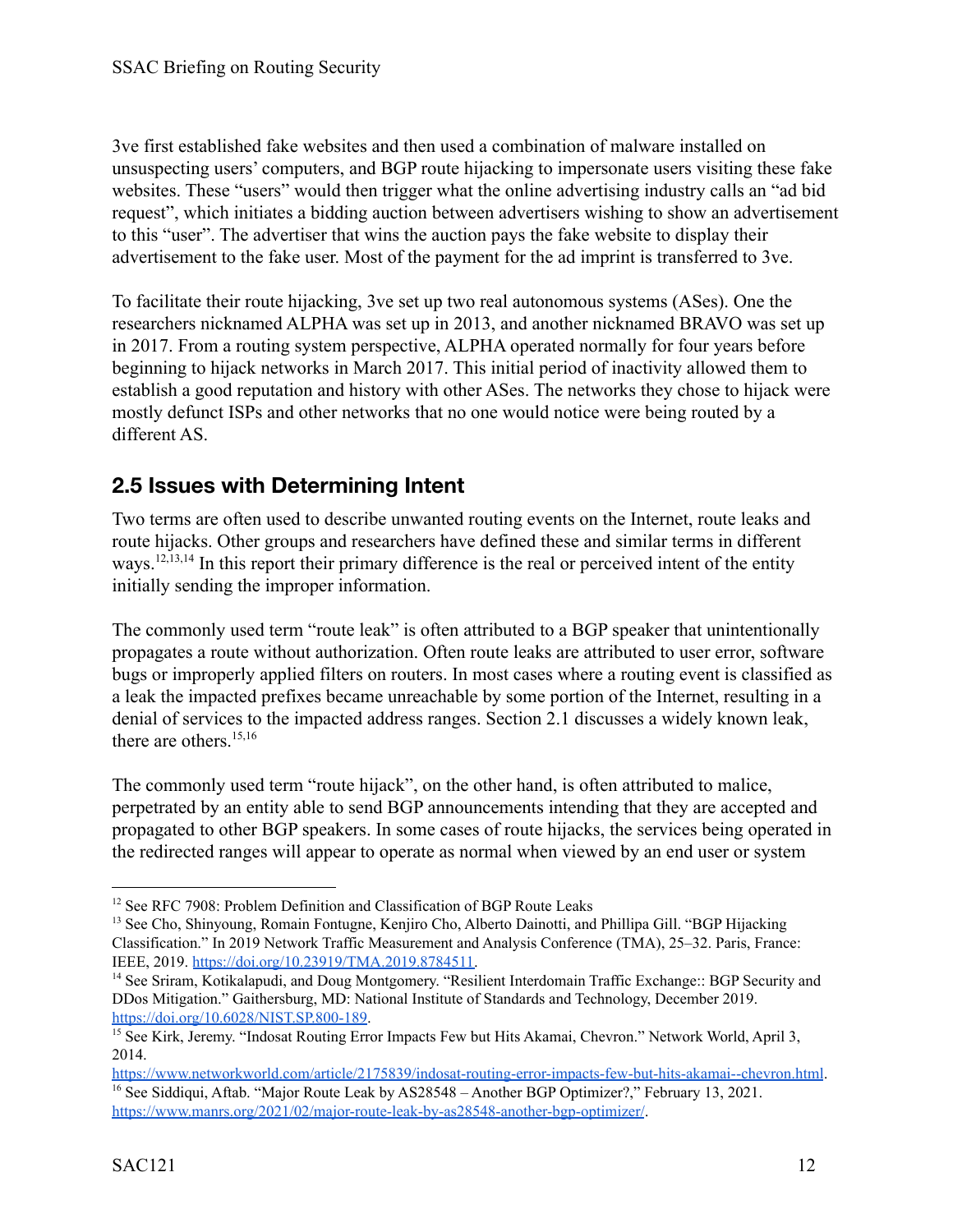3ve first established fake websites and then used a combination of malware installed on unsuspecting users' computers, and BGP route hijacking to impersonate users visiting these fake websites. These "users" would then trigger what the online advertising industry calls an "ad bid request", which initiates a bidding auction between advertisers wishing to show an advertisement to this "user". The advertiser that wins the auction pays the fake website to display their advertisement to the fake user. Most of the payment for the ad imprint is transferred to 3ve.

To facilitate their route hijacking, 3ve set up two real autonomous systems (ASes). One the researchers nicknamed ALPHA was set up in 2013, and another nicknamed BRAVO was set up in 2017. From a routing system perspective, ALPHA operated normally for four years before beginning to hijack networks in March 2017. This initial period of inactivity allowed them to establish a good reputation and history with other ASes. The networks they chose to hijack were mostly defunct ISPs and other networks that no one would notice were being routed by a different AS.

## 2.5 Issues with Determining Intent

Two terms are often used to describe unwanted routing events on the Internet, route leaks and route hijacks. Other groups and researchers have defined these and similar terms in different ways.[12,13,14] In this report their primary difference is the real or perceived intent of the entity initially sending the improper information.

The commonly used term "route leak" is often attributed to a BGP speaker that unintentionally propagates a route without authorization. Often route leaks are attributed to user error, software bugs or improperly applied filters on routers. In most cases where a routing event is classified as a leak the impacted prefixes became unreachable by some portion of the Internet, resulting in a denial of services to the impacted address ranges. Section 2.1 discusses a widely known leak, there are others.[15,16]

The commonly used term "route hijack", on the other hand, is often attributed to malice, perpetrated by an entity able to send BGP announcements intending that they are accepted and propagated to other BGP speakers. In some cases of route hijacks, the services being operated in the redirected ranges will appear to operate as normal when viewed by an end user or system

---

[12] See RFC 7908: Problem Definition and Classification of BGP Route Leaks

[13] See Cho, Shinyoung, Romain Fontugne, Kenjiro Cho, Alberto Dainotti, and Phillipa Gill. "BGP Hijacking Classification." In 2019 Network Traffic Measurement and Analysis Conference (TMA), 25–32. Paris, France: IEEE, 2019. https://doi.org/10.23919/TMA.2019.8784511.

[14] See Sriram, Kotikalapudi, and Doug Montgomery. "Resilient Interdomain Traffic Exchange:: BGP Security and DDos Mitigation." Gaithersburg, MD: National Institute of Standards and Technology, December 2019. https://doi.org/10.6028/NIST.SP.800-189.

[15] See Kirk, Jeremy. "Indosat Routing Error Impacts Few but Hits Akamai, Chevron." Network World, April 3, 2014. https://www.networkworld.com/article/2175839/indosat-routing-error-impacts-few-but-hits-akamai--chevron.html.

[16] See Siddiqui, Aftab. "Major Route Leak by AS28548 – Another BGP Optimizer?," February 13, 2021. https://www.manrs.org/2021/02/major-route-leak-by-as28548-another-bgp-optimizer/.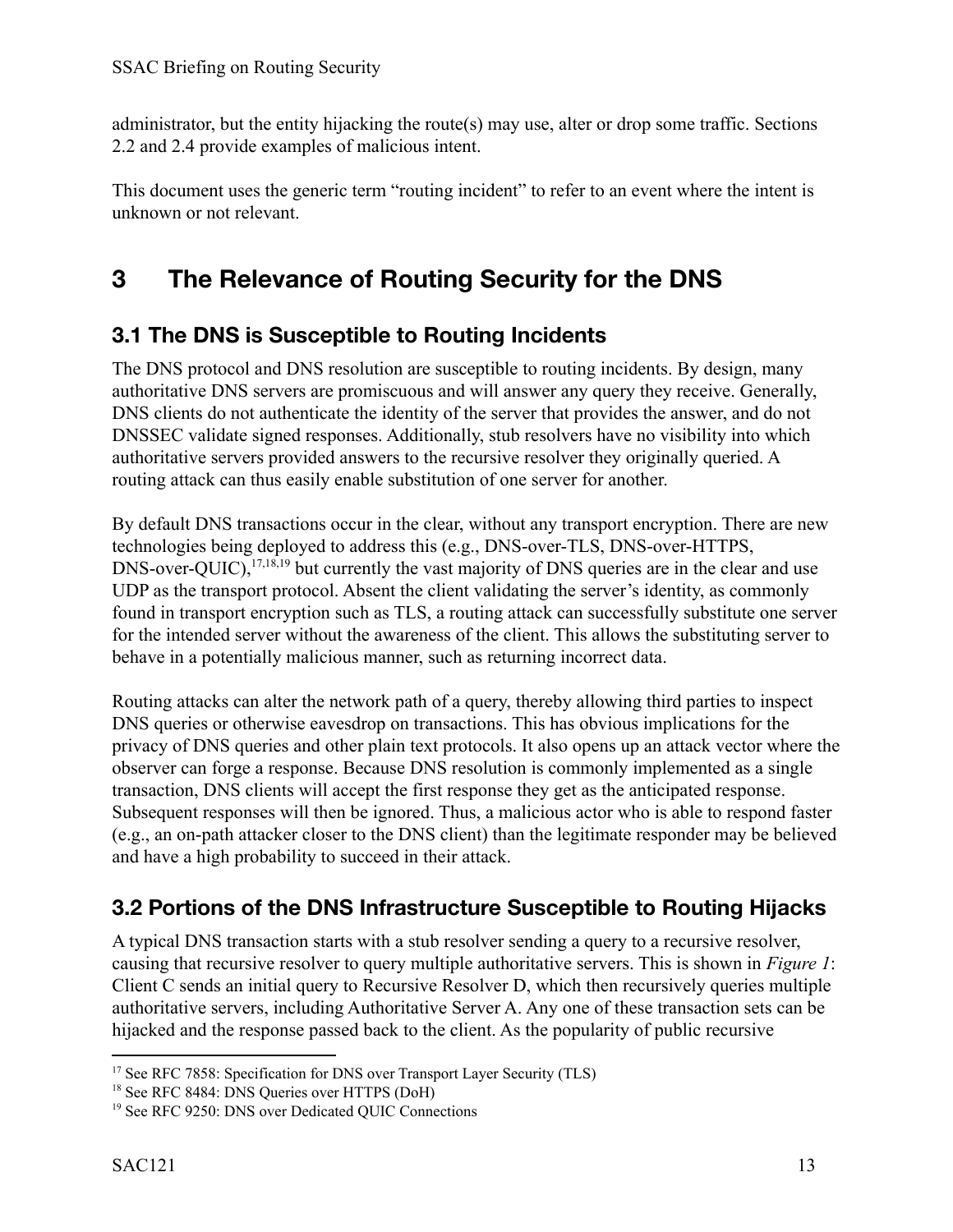administrator, but the entity hijacking the route(s) may use, alter or drop some traffic. Sections 2.2 and 2.4 provide examples of malicious intent.

This document uses the generic term "routing incident" to refer to an event where the intent is unknown or not relevant.

# 3 The Relevance of Routing Security for the DNS

## 3.1 The DNS is Susceptible to Routing Incidents

The DNS protocol and DNS resolution are susceptible to routing incidents. By design, many authoritative DNS servers are promiscuous and will answer any query they receive. Generally, DNS clients do not authenticate the identity of the server that provides the answer, and do not DNSSEC validate signed responses. Additionally, stub resolvers have no visibility into which authoritative servers provided answers to the recursive resolver they originally queried. A routing attack can thus easily enable substitution of one server for another.

By default DNS transactions occur in the clear, without any transport encryption. There are new technologies being deployed to address this (e.g., DNS-over-TLS, DNS-over-HTTPS, DNS-over-QUIC),[17,18,19] but currently the vast majority of DNS queries are in the clear and use UDP as the transport protocol. Absent the client validating the server's identity, as commonly found in transport encryption such as TLS, a routing attack can successfully substitute one server for the intended server without the awareness of the client. This allows the substituting server to behave in a potentially malicious manner, such as returning incorrect data.

Routing attacks can alter the network path of a query, thereby allowing third parties to inspect DNS queries or otherwise eavesdrop on transactions. This has obvious implications for the privacy of DNS queries and other plain text protocols. It also opens up an attack vector where the observer can forge a response. Because DNS resolution is commonly implemented as a single transaction, DNS clients will accept the first response they get as the anticipated response. Subsequent responses will then be ignored. Thus, a malicious actor who is able to respond faster (e.g., an on-path attacker closer to the DNS client) than the legitimate responder may be believed and have a high probability to succeed in their attack.

## 3.2 Portions of the DNS Infrastructure Susceptible to Routing Hijacks

A typical DNS transaction starts with a stub resolver sending a query to a recursive resolver, causing that recursive resolver to query multiple authoritative servers. This is shown in *Figure 1*: Client C sends an initial query to Recursive Resolver D, which then recursively queries multiple authoritative servers, including Authoritative Server A. Any one of these transaction sets can be hijacked and the response passed back to the client. As the popularity of public recursive

[17] See RFC 7858: Specification for DNS over Transport Layer Security (TLS)

[18] See RFC 8484: DNS Queries over HTTPS (DoH)

[19] See RFC 9250: DNS over Dedicated QUIC Connections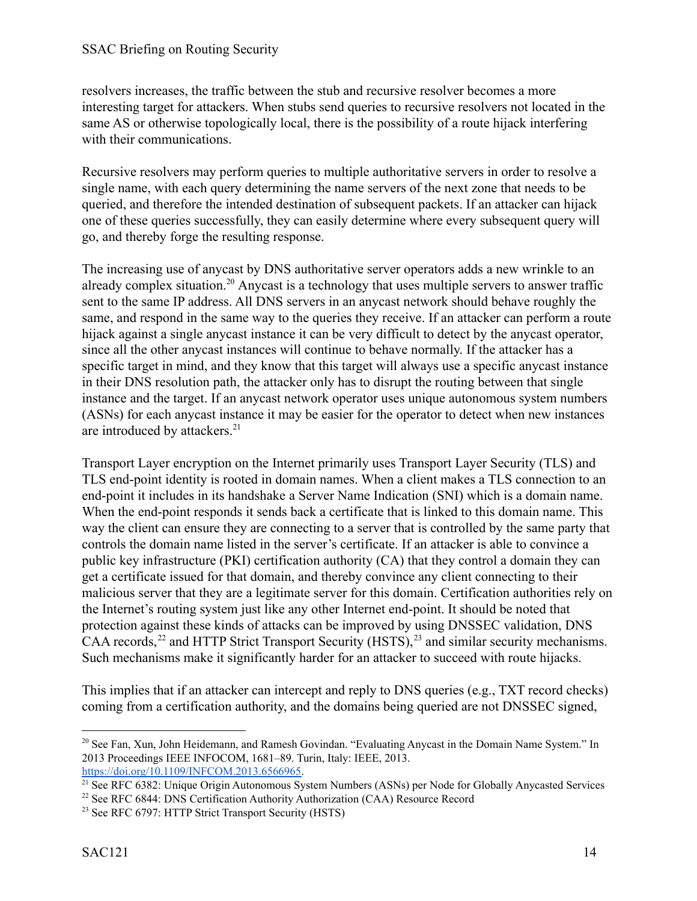resolvers increases, the traffic between the stub and recursive resolver becomes a more interesting target for attackers. When stubs send queries to recursive resolvers not located in the same AS or otherwise topologically local, there is the possibility of a route hijack interfering with their communications.

Recursive resolvers may perform queries to multiple authoritative servers in order to resolve a single name, with each query determining the name servers of the next zone that needs to be queried, and therefore the intended destination of subsequent packets. If an attacker can hijack one of these queries successfully, they can easily determine where every subsequent query will go, and thereby forge the resulting response.

The increasing use of anycast by DNS authoritative server operators adds a new wrinkle to an already complex situation.[20] Anycast is a technology that uses multiple servers to answer traffic sent to the same IP address. All DNS servers in an anycast network should behave roughly the same, and respond in the same way to the queries they receive. If an attacker can perform a route hijack against a single anycast instance it can be very difficult to detect by the anycast operator, since all the other anycast instances will continue to behave normally. If the attacker has a specific target in mind, and they know that this target will always use a specific anycast instance in their DNS resolution path, the attacker only has to disrupt the routing between that single instance and the target. If an anycast network operator uses unique autonomous system numbers (ASNs) for each anycast instance it may be easier for the operator to detect when new instances are introduced by attackers.[21]

Transport Layer encryption on the Internet primarily uses Transport Layer Security (TLS) and TLS end-point identity is rooted in domain names. When a client makes a TLS connection to an end-point it includes in its handshake a Server Name Indication (SNI) which is a domain name. When the end-point responds it sends back a certificate that is linked to this domain name. This way the client can ensure they are connecting to a server that is controlled by the same party that controls the domain name listed in the server's certificate. If an attacker is able to convince a public key infrastructure (PKI) certification authority (CA) that they control a domain they can get a certificate issued for that domain, and thereby convince any client connecting to their malicious server that they are a legitimate server for this domain. Certification authorities rely on the Internet's routing system just like any other Internet end-point. It should be noted that protection against these kinds of attacks can be improved by using DNSSEC validation, DNS CAA records,[22] and HTTP Strict Transport Security (HSTS),[23] and similar security mechanisms. Such mechanisms make it significantly harder for an attacker to succeed with route hijacks.

This implies that if an attacker can intercept and reply to DNS queries (e.g., TXT record checks) coming from a certification authority, and the domains being queried are not DNSSEC signed,

---

[20] See Fan, Xun, John Heidemann, and Ramesh Govindan. "Evaluating Anycast in the Domain Name System." In 2013 Proceedings IEEE INFOCOM, 1681–89. Turin, Italy: IEEE, 2013. https://doi.org/10.1109/INFCOM.2013.6566965.

[21] See RFC 6382: Unique Origin Autonomous System Numbers (ASNs) per Node for Globally Anycasted Services

[22] See RFC 6844: DNS Certification Authority Authorization (CAA) Resource Record

[23] See RFC 6797: HTTP Strict Transport Security (HSTS)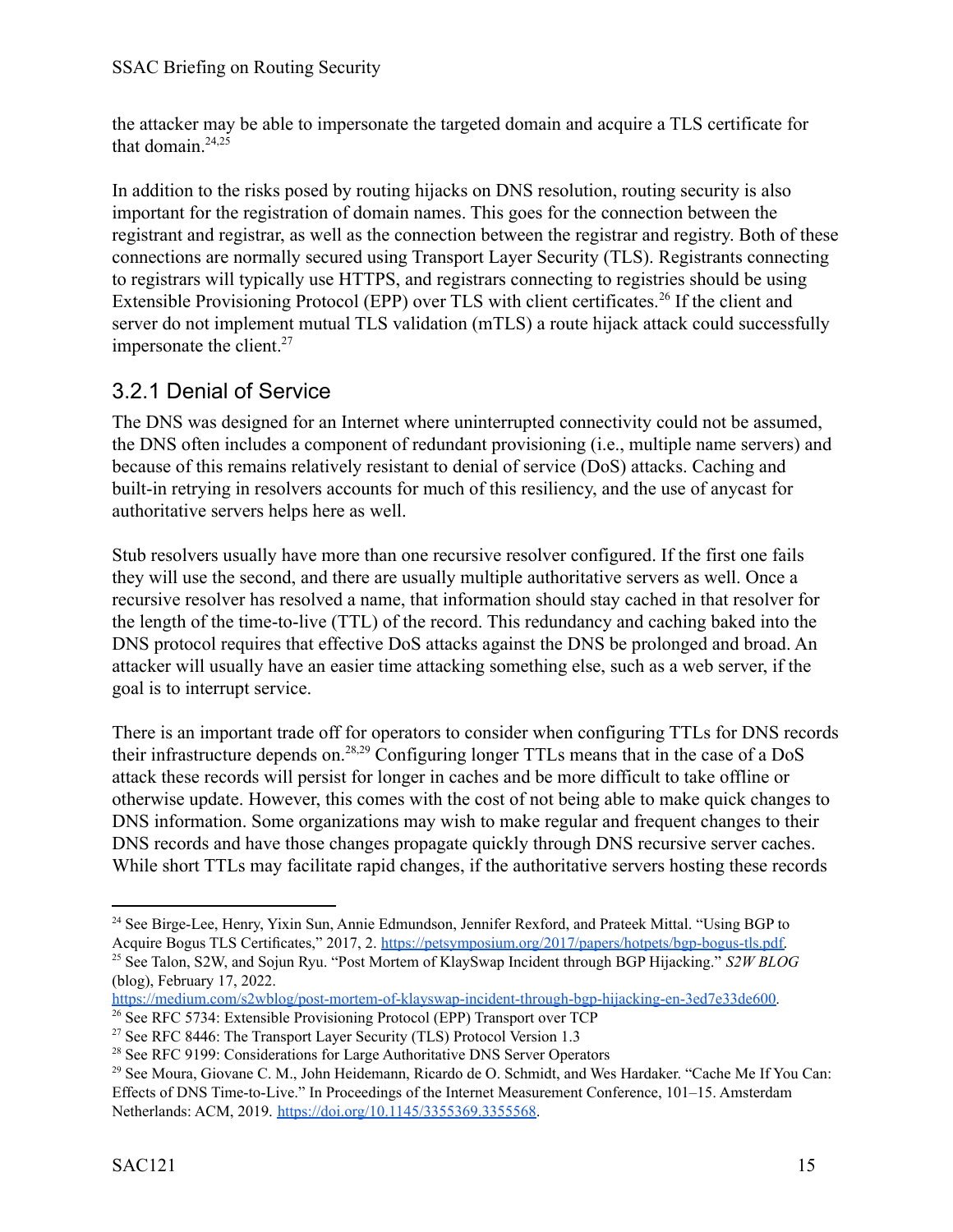the attacker may be able to impersonate the targeted domain and acquire a TLS certificate for that domain.[24,25]

In addition to the risks posed by routing hijacks on DNS resolution, routing security is also important for the registration of domain names. This goes for the connection between the registrant and registrar, as well as the connection between the registrar and registry. Both of these connections are normally secured using Transport Layer Security (TLS). Registrants connecting to registrars will typically use HTTPS, and registrars connecting to registries should be using Extensible Provisioning Protocol (EPP) over TLS with client certificates.[26] If the client and server do not implement mutual TLS validation (mTLS) a route hijack attack could successfully impersonate the client.[27]

### 3.2.1 Denial of Service

The DNS was designed for an Internet where uninterrupted connectivity could not be assumed, the DNS often includes a component of redundant provisioning (i.e., multiple name servers) and because of this remains relatively resistant to denial of service (DoS) attacks. Caching and built-in retrying in resolvers accounts for much of this resiliency, and the use of anycast for authoritative servers helps here as well.

Stub resolvers usually have more than one recursive resolver configured. If the first one fails they will use the second, and there are usually multiple authoritative servers as well. Once a recursive resolver has resolved a name, that information should stay cached in that resolver for the length of the time-to-live (TTL) of the record. This redundancy and caching baked into the DNS protocol requires that effective DoS attacks against the DNS be prolonged and broad. An attacker will usually have an easier time attacking something else, such as a web server, if the goal is to interrupt service.

There is an important trade off for operators to consider when configuring TTLs for DNS records their infrastructure depends on.[28,29] Configuring longer TTLs means that in the case of a DoS attack these records will persist for longer in caches and be more difficult to take offline or otherwise update. However, this comes with the cost of not being able to make quick changes to DNS information. Some organizations may wish to make regular and frequent changes to their DNS records and have those changes propagate quickly through DNS recursive server caches. While short TTLs may facilitate rapid changes, if the authoritative servers hosting these records

---

[24] See Birge-Lee, Henry, Yixin Sun, Annie Edmundson, Jennifer Rexford, and Prateek Mittal. "Using BGP to Acquire Bogus TLS Certificates," 2017, 2. https://petsymposium.org/2017/papers/hotpets/bgp-bogus-tls.pdf.

[25] See Talon, S2W, and Sojun Ryu. "Post Mortem of KlaySwap Incident through BGP Hijacking." *S2W BLOG* (blog), February 17, 2022. https://medium.com/s2wblog/post-mortem-of-klayswap-incident-through-bgp-hijacking-en-3ed7e33de600.

[26] See RFC 5734: Extensible Provisioning Protocol (EPP) Transport over TCP

[27] See RFC 8446: The Transport Layer Security (TLS) Protocol Version 1.3

[28] See RFC 9199: Considerations for Large Authoritative DNS Server Operators

[29] See Moura, Giovane C. M., John Heidemann, Ricardo de O. Schmidt, and Wes Hardaker. "Cache Me If You Can: Effects of DNS Time-to-Live." In Proceedings of the Internet Measurement Conference, 101–15. Amsterdam Netherlands: ACM, 2019. https://doi.org/10.1145/3355369.3355568.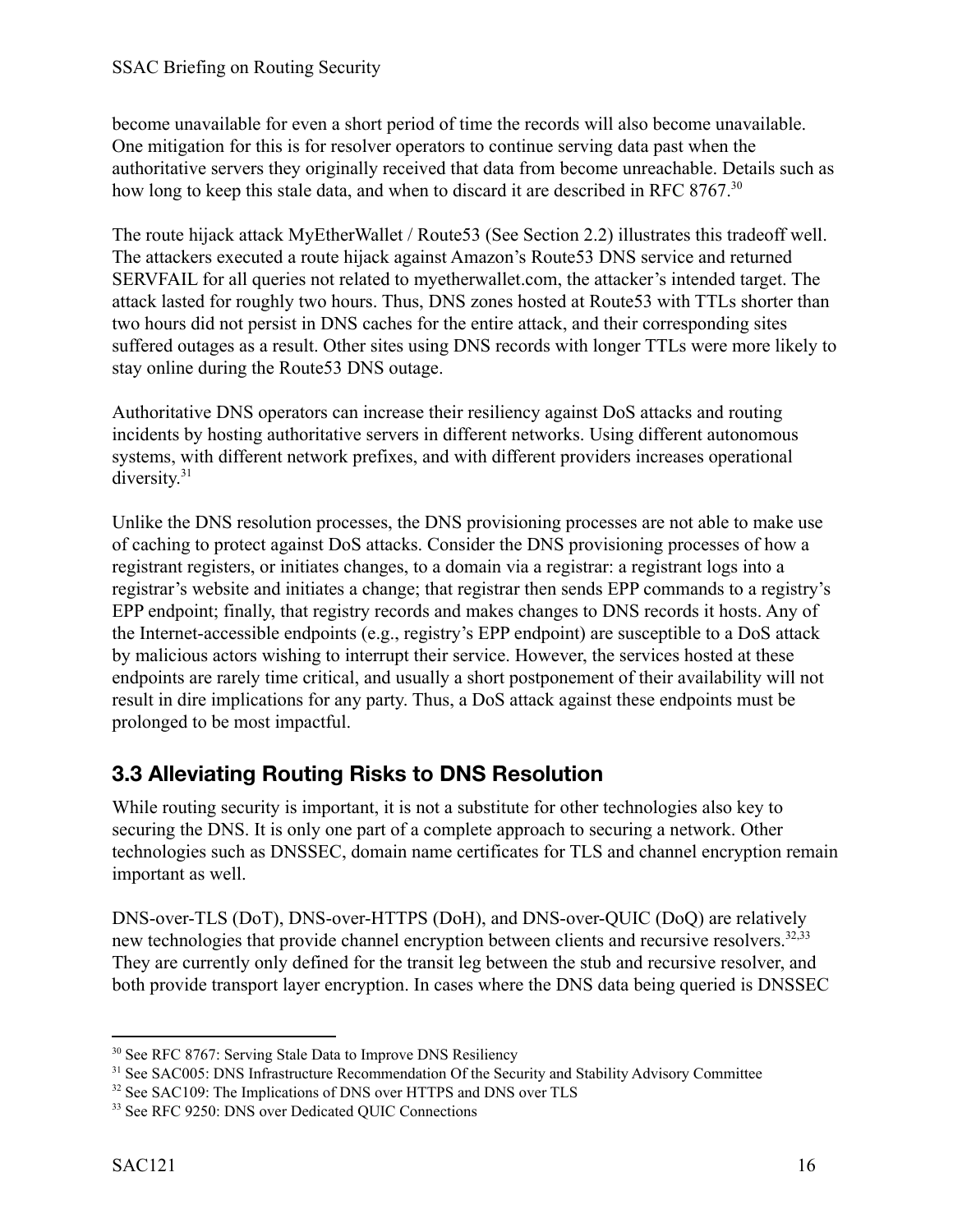become unavailable for even a short period of time the records will also become unavailable. One mitigation for this is for resolver operators to continue serving data past when the authoritative servers they originally received that data from become unreachable. Details such as how long to keep this stale data, and when to discard it are described in RFC 8767.[30]

The route hijack attack MyEtherWallet / Route53 (See Section 2.2) illustrates this tradeoff well. The attackers executed a route hijack against Amazon's Route53 DNS service and returned SERVFAIL for all queries not related to myetherwallet.com, the attacker's intended target. The attack lasted for roughly two hours. Thus, DNS zones hosted at Route53 with TTLs shorter than two hours did not persist in DNS caches for the entire attack, and their corresponding sites suffered outages as a result. Other sites using DNS records with longer TTLs were more likely to stay online during the Route53 DNS outage.

Authoritative DNS operators can increase their resiliency against DoS attacks and routing incidents by hosting authoritative servers in different networks. Using different autonomous systems, with different network prefixes, and with different providers increases operational diversity.[31]

Unlike the DNS resolution processes, the DNS provisioning processes are not able to make use of caching to protect against DoS attacks. Consider the DNS provisioning processes of how a registrant registers, or initiates changes, to a domain via a registrar: a registrant logs into a registrar's website and initiates a change; that registrar then sends EPP commands to a registry's EPP endpoint; finally, that registry records and makes changes to DNS records it hosts. Any of the Internet-accessible endpoints (e.g., registry's EPP endpoint) are susceptible to a DoS attack by malicious actors wishing to interrupt their service. However, the services hosted at these endpoints are rarely time critical, and usually a short postponement of their availability will not result in dire implications for any party. Thus, a DoS attack against these endpoints must be prolonged to be most impactful.

## 3.3 Alleviating Routing Risks to DNS Resolution

While routing security is important, it is not a substitute for other technologies also key to securing the DNS. It is only one part of a complete approach to securing a network. Other technologies such as DNSSEC, domain name certificates for TLS and channel encryption remain important as well.

DNS-over-TLS (DoT), DNS-over-HTTPS (DoH), and DNS-over-QUIC (DoQ) are relatively new technologies that provide channel encryption between clients and recursive resolvers.[32,33] They are currently only defined for the transit leg between the stub and recursive resolver, and both provide transport layer encryption. In cases where the DNS data being queried is DNSSEC

[30] See RFC 8767: Serving Stale Data to Improve DNS Resiliency

[31] See SAC005: DNS Infrastructure Recommendation Of the Security and Stability Advisory Committee

[32] See SAC109: The Implications of DNS over HTTPS and DNS over TLS

[33] See RFC 9250: DNS over Dedicated QUIC Connections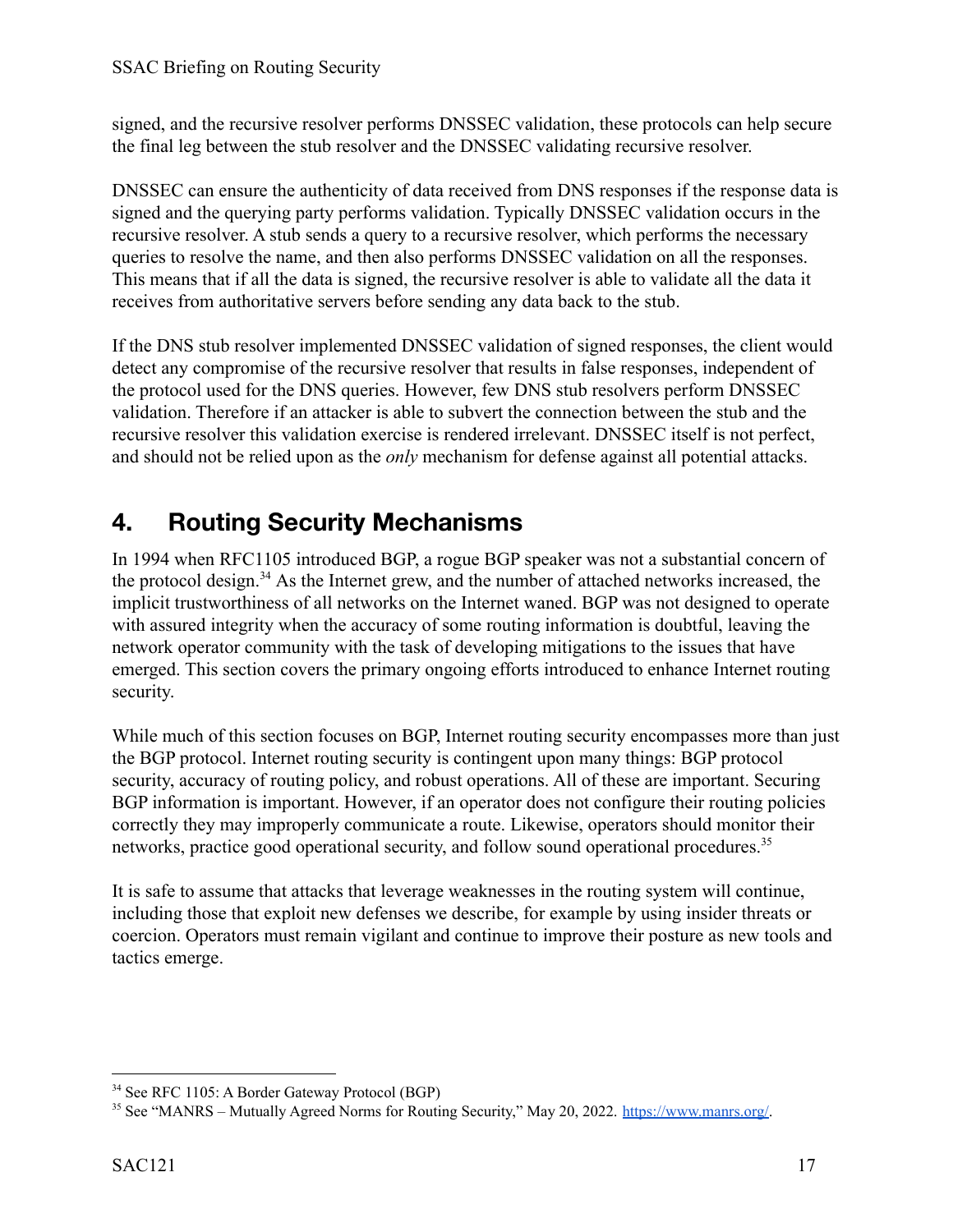signed, and the recursive resolver performs DNSSEC validation, these protocols can help secure the final leg between the stub resolver and the DNSSEC validating recursive resolver.

DNSSEC can ensure the authenticity of data received from DNS responses if the response data is signed and the querying party performs validation. Typically DNSSEC validation occurs in the recursive resolver. A stub sends a query to a recursive resolver, which performs the necessary queries to resolve the name, and then also performs DNSSEC validation on all the responses. This means that if all the data is signed, the recursive resolver is able to validate all the data it receives from authoritative servers before sending any data back to the stub.

If the DNS stub resolver implemented DNSSEC validation of signed responses, the client would detect any compromise of the recursive resolver that results in false responses, independent of the protocol used for the DNS queries. However, few DNS stub resolvers perform DNSSEC validation. Therefore if an attacker is able to subvert the connection between the stub and the recursive resolver this validation exercise is rendered irrelevant. DNSSEC itself is not perfect, and should not be relied upon as the *only* mechanism for defense against all potential attacks.

# 4. Routing Security Mechanisms

In 1994 when RFC1105 introduced BGP, a rogue BGP speaker was not a substantial concern of the protocol design.[34] As the Internet grew, and the number of attached networks increased, the implicit trustworthiness of all networks on the Internet waned. BGP was not designed to operate with assured integrity when the accuracy of some routing information is doubtful, leaving the network operator community with the task of developing mitigations to the issues that have emerged. This section covers the primary ongoing efforts introduced to enhance Internet routing security.

While much of this section focuses on BGP, Internet routing security encompasses more than just the BGP protocol. Internet routing security is contingent upon many things: BGP protocol security, accuracy of routing policy, and robust operations. All of these are important. Securing BGP information is important. However, if an operator does not configure their routing policies correctly they may improperly communicate a route. Likewise, operators should monitor their networks, practice good operational security, and follow sound operational procedures.[35]

It is safe to assume that attacks that leverage weaknesses in the routing system will continue, including those that exploit new defenses we describe, for example by using insider threats or coercion. Operators must remain vigilant and continue to improve their posture as new tools and tactics emerge.

---

[34] See RFC 1105: A Border Gateway Protocol (BGP)

[35] See "MANRS – Mutually Agreed Norms for Routing Security," May 20, 2022. https://www.manrs.org/.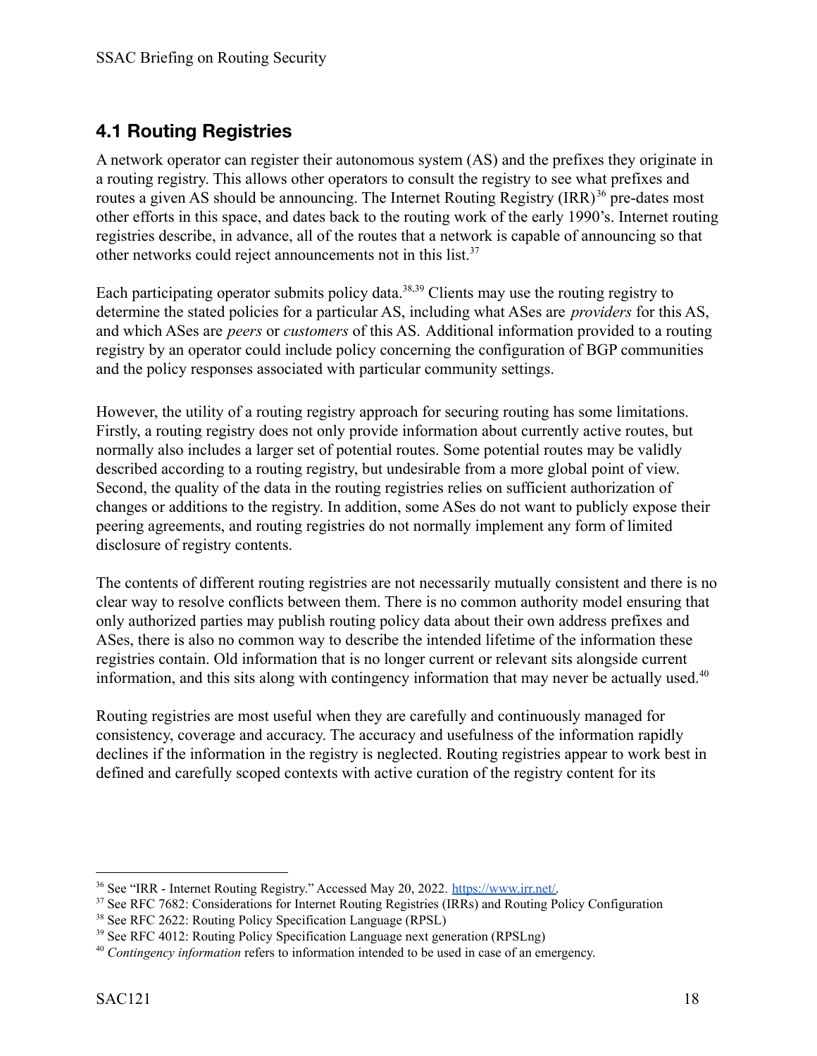## 4.1 Routing Registries

A network operator can register their autonomous system (AS) and the prefixes they originate in a routing registry. This allows other operators to consult the registry to see what prefixes and routes a given AS should be announcing. The Internet Routing Registry (IRR)[36] pre-dates most other efforts in this space, and dates back to the routing work of the early 1990's. Internet routing registries describe, in advance, all of the routes that a network is capable of announcing so that other networks could reject announcements not in this list.[37]

Each participating operator submits policy data.[38,39] Clients may use the routing registry to determine the stated policies for a particular AS, including what ASes are *providers* for this AS, and which ASes are *peers* or *customers* of this AS. Additional information provided to a routing registry by an operator could include policy concerning the configuration of BGP communities and the policy responses associated with particular community settings.

However, the utility of a routing registry approach for securing routing has some limitations. Firstly, a routing registry does not only provide information about currently active routes, but normally also includes a larger set of potential routes. Some potential routes may be validly described according to a routing registry, but undesirable from a more global point of view. Second, the quality of the data in the routing registries relies on sufficient authorization of changes or additions to the registry. In addition, some ASes do not want to publicly expose their peering agreements, and routing registries do not normally implement any form of limited disclosure of registry contents.

The contents of different routing registries are not necessarily mutually consistent and there is no clear way to resolve conflicts between them. There is no common authority model ensuring that only authorized parties may publish routing policy data about their own address prefixes and ASes, there is also no common way to describe the intended lifetime of the information these registries contain. Old information that is no longer current or relevant sits alongside current information, and this sits along with contingency information that may never be actually used.[40]

Routing registries are most useful when they are carefully and continuously managed for consistency, coverage and accuracy. The accuracy and usefulness of the information rapidly declines if the information in the registry is neglected. Routing registries appear to work best in defined and carefully scoped contexts with active curation of the registry content for its

---

[36] See "IRR - Internet Routing Registry." Accessed May 20, 2022. https://www.irr.net/.

[37] See RFC 7682: Considerations for Internet Routing Registries (IRRs) and Routing Policy Configuration

[38] See RFC 2622: Routing Policy Specification Language (RPSL)

[39] See RFC 4012: Routing Policy Specification Language next generation (RPSLng)

[40] *Contingency information* refers to information intended to be used in case of an emergency.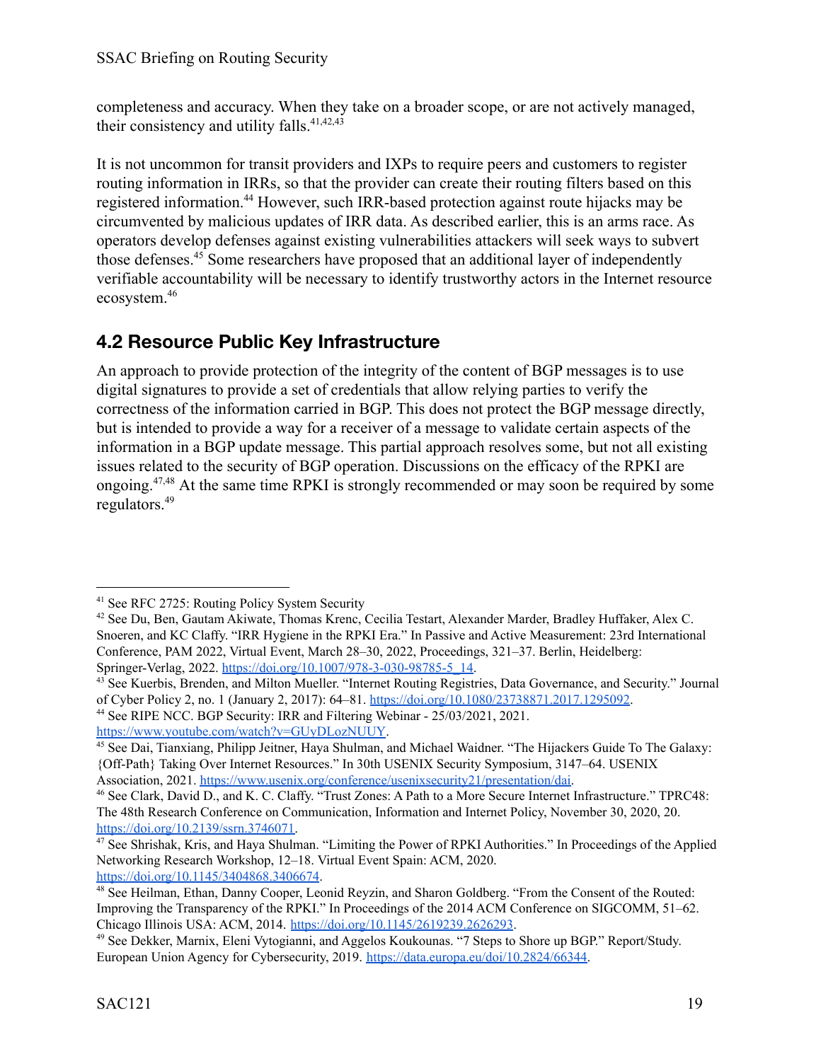completeness and accuracy. When they take on a broader scope, or are not actively managed, their consistency and utility falls.[41,42,43]

It is not uncommon for transit providers and IXPs to require peers and customers to register routing information in IRRs, so that the provider can create their routing filters based on this registered information.[44] However, such IRR-based protection against route hijacks may be circumvented by malicious updates of IRR data. As described earlier, this is an arms race. As operators develop defenses against existing vulnerabilities attackers will seek ways to subvert those defenses.[45] Some researchers have proposed that an additional layer of independently verifiable accountability will be necessary to identify trustworthy actors in the Internet resource ecosystem.[46]

## 4.2 Resource Public Key Infrastructure

An approach to provide protection of the integrity of the content of BGP messages is to use digital signatures to provide a set of credentials that allow relying parties to verify the correctness of the information carried in BGP. This does not protect the BGP message directly, but is intended to provide a way for a receiver of a message to validate certain aspects of the information in a BGP update message. This partial approach resolves some, but not all existing issues related to the security of BGP operation. Discussions on the efficacy of the RPKI are ongoing.[47,48] At the same time RPKI is strongly recommended or may soon be required by some regulators.[49]

---

[41] See RFC 2725: Routing Policy System Security

[42] See Du, Ben, Gautam Akiwate, Thomas Krenc, Cecilia Testart, Alexander Marder, Bradley Huffaker, Alex C. Snoeren, and KC Claffy. "IRR Hygiene in the RPKI Era." In Passive and Active Measurement: 23rd International Conference, PAM 2022, Virtual Event, March 28–30, 2022, Proceedings, 321–37. Berlin, Heidelberg: Springer-Verlag, 2022. https://doi.org/10.1007/978-3-030-98785-5_14.

[43] See Kuerbis, Brenden, and Milton Mueller. "Internet Routing Registries, Data Governance, and Security." Journal of Cyber Policy 2, no. 1 (January 2, 2017): 64–81. https://doi.org/10.1080/23738871.2017.1295092.

[44] See RIPE NCC. BGP Security: IRR and Filtering Webinar - 25/03/2021, 2021. https://www.youtube.com/watch?v=GUyDLozNUUY.

[45] See Dai, Tianxiang, Philipp Jeitner, Haya Shulman, and Michael Waidner. "The Hijackers Guide To The Galaxy: {Off-Path} Taking Over Internet Resources." In 30th USENIX Security Symposium, 3147–64. USENIX Association, 2021. https://www.usenix.org/conference/usenixsecurity21/presentation/dai.

[46] See Clark, David D., and K. C. Claffy. "Trust Zones: A Path to a More Secure Internet Infrastructure." TPRC48: The 48th Research Conference on Communication, Information and Internet Policy, November 30, 2020, 20. https://doi.org/10.2139/ssrn.3746071.

[47] See Shrishak, Kris, and Haya Shulman. "Limiting the Power of RPKI Authorities." In Proceedings of the Applied Networking Research Workshop, 12–18. Virtual Event Spain: ACM, 2020. https://doi.org/10.1145/3404868.3406674.

[48] See Heilman, Ethan, Danny Cooper, Leonid Reyzin, and Sharon Goldberg. "From the Consent of the Routed: Improving the Transparency of the RPKI." In Proceedings of the 2014 ACM Conference on SIGCOMM, 51–62. Chicago Illinois USA: ACM, 2014. https://doi.org/10.1145/2619239.2626293.

[49] See Dekker, Marnix, Eleni Vytogianni, and Aggelos Koukounas. "7 Steps to Shore up BGP." Report/Study. European Union Agency for Cybersecurity, 2019. https://data.europa.eu/doi/10.2824/66344.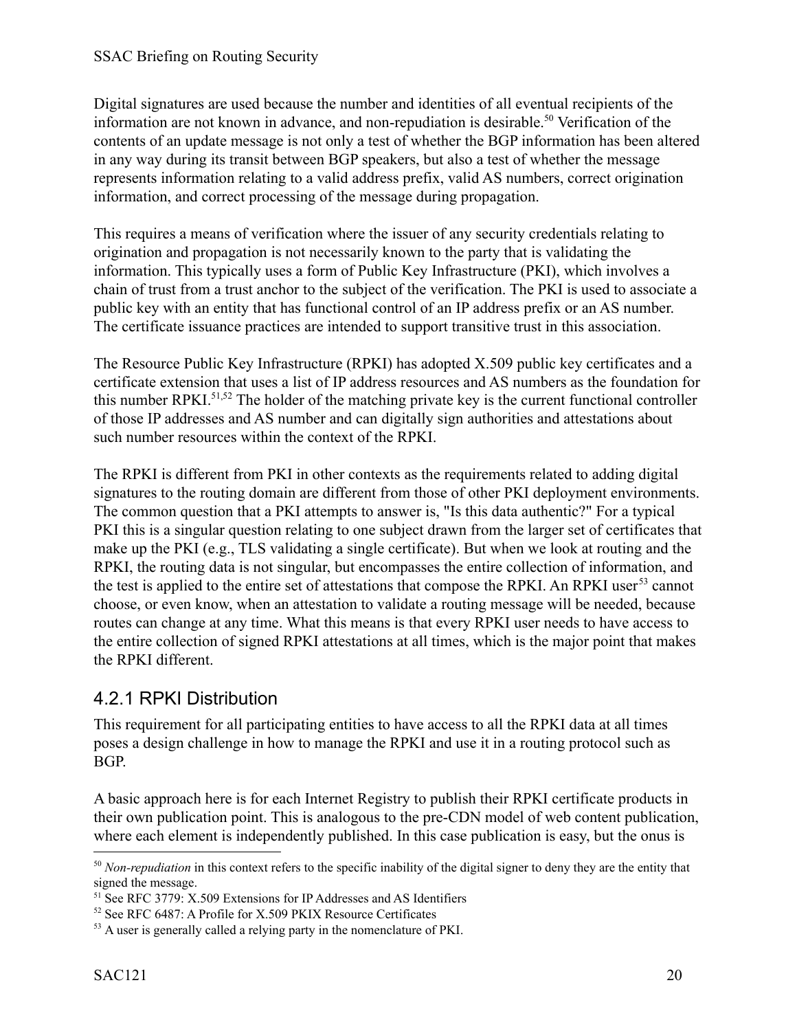Digital signatures are used because the number and identities of all eventual recipients of the information are not known in advance, and non-repudiation is desirable.[50] Verification of the contents of an update message is not only a test of whether the BGP information has been altered in any way during its transit between BGP speakers, but also a test of whether the message represents information relating to a valid address prefix, valid AS numbers, correct origination information, and correct processing of the message during propagation.

This requires a means of verification where the issuer of any security credentials relating to origination and propagation is not necessarily known to the party that is validating the information. This typically uses a form of Public Key Infrastructure (PKI), which involves a chain of trust from a trust anchor to the subject of the verification. The PKI is used to associate a public key with an entity that has functional control of an IP address prefix or an AS number. The certificate issuance practices are intended to support transitive trust in this association.

The Resource Public Key Infrastructure (RPKI) has adopted X.509 public key certificates and a certificate extension that uses a list of IP address resources and AS numbers as the foundation for this number RPKI.[51,52] The holder of the matching private key is the current functional controller of those IP addresses and AS number and can digitally sign authorities and attestations about such number resources within the context of the RPKI.

The RPKI is different from PKI in other contexts as the requirements related to adding digital signatures to the routing domain are different from those of other PKI deployment environments. The common question that a PKI attempts to answer is, "Is this data authentic?" For a typical PKI this is a singular question relating to one subject drawn from the larger set of certificates that make up the PKI (e.g., TLS validating a single certificate). But when we look at routing and the RPKI, the routing data is not singular, but encompasses the entire collection of information, and the test is applied to the entire set of attestations that compose the RPKI. An RPKI user[53] cannot choose, or even know, when an attestation to validate a routing message will be needed, because routes can change at any time. What this means is that every RPKI user needs to have access to the entire collection of signed RPKI attestations at all times, which is the major point that makes the RPKI different.

### 4.2.1 RPKI Distribution

This requirement for all participating entities to have access to all the RPKI data at all times poses a design challenge in how to manage the RPKI and use it in a routing protocol such as BGP.

A basic approach here is for each Internet Registry to publish their RPKI certificate products in their own publication point. This is analogous to the pre-CDN model of web content publication, where each element is independently published. In this case publication is easy, but the onus is

---

[50] *Non-repudiation* in this context refers to the specific inability of the digital signer to deny they are the entity that signed the message.

[51] See RFC 3779: X.509 Extensions for IP Addresses and AS Identifiers

[52] See RFC 6487: A Profile for X.509 PKIX Resource Certificates

[53] A user is generally called a relying party in the nomenclature of PKI.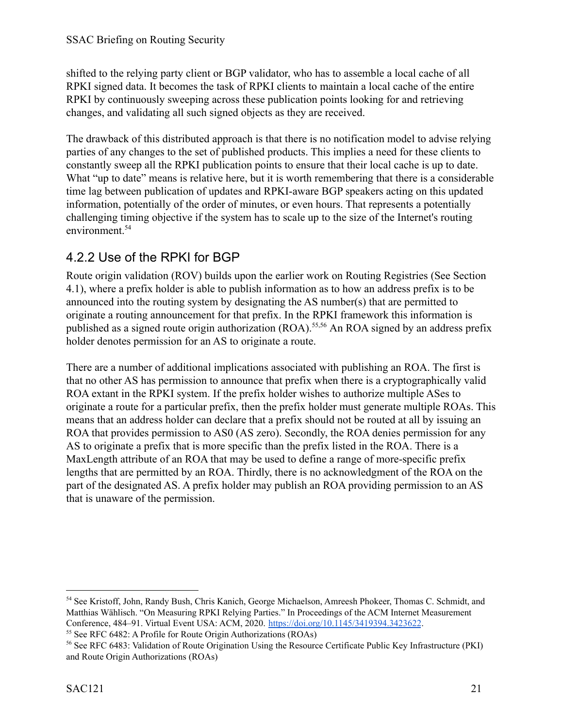shifted to the relying party client or BGP validator, who has to assemble a local cache of all RPKI signed data. It becomes the task of RPKI clients to maintain a local cache of the entire RPKI by continuously sweeping across these publication points looking for and retrieving changes, and validating all such signed objects as they are received.

The drawback of this distributed approach is that there is no notification model to advise relying parties of any changes to the set of published products. This implies a need for these clients to constantly sweep all the RPKI publication points to ensure that their local cache is up to date. What "up to date" means is relative here, but it is worth remembering that there is a considerable time lag between publication of updates and RPKI-aware BGP speakers acting on this updated information, potentially of the order of minutes, or even hours. That represents a potentially challenging timing objective if the system has to scale up to the size of the Internet's routing environment.[54]

### 4.2.2 Use of the RPKI for BGP

Route origin validation (ROV) builds upon the earlier work on Routing Registries (See Section 4.1), where a prefix holder is able to publish information as to how an address prefix is to be announced into the routing system by designating the AS number(s) that are permitted to originate a routing announcement for that prefix. In the RPKI framework this information is published as a signed route origin authorization (ROA).[55,56] An ROA signed by an address prefix holder denotes permission for an AS to originate a route.

There are a number of additional implications associated with publishing an ROA. The first is that no other AS has permission to announce that prefix when there is a cryptographically valid ROA extant in the RPKI system. If the prefix holder wishes to authorize multiple ASes to originate a route for a particular prefix, then the prefix holder must generate multiple ROAs. This means that an address holder can declare that a prefix should not be routed at all by issuing an ROA that provides permission to AS0 (AS zero). Secondly, the ROA denies permission for any AS to originate a prefix that is more specific than the prefix listed in the ROA. There is a MaxLength attribute of an ROA that may be used to define a range of more-specific prefix lengths that are permitted by an ROA. Thirdly, there is no acknowledgment of the ROA on the part of the designated AS. A prefix holder may publish an ROA providing permission to an AS that is unaware of the permission.

---

[54] See Kristoff, John, Randy Bush, Chris Kanich, George Michaelson, Amreesh Phokeer, Thomas C. Schmidt, and Matthias Wählisch. "On Measuring RPKI Relying Parties." In Proceedings of the ACM Internet Measurement Conference, 484–91. Virtual Event USA: ACM, 2020. https://doi.org/10.1145/3419394.3423622.

[55] See RFC 6482: A Profile for Route Origin Authorizations (ROAs)

[56] See RFC 6483: Validation of Route Origination Using the Resource Certificate Public Key Infrastructure (PKI) and Route Origin Authorizations (ROAs)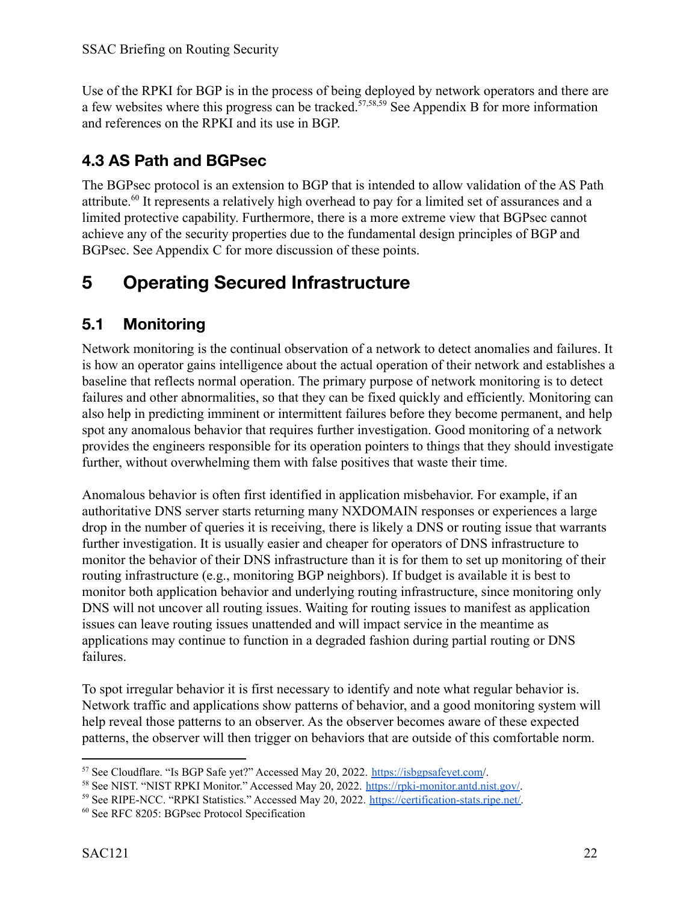Use of the RPKI for BGP is in the process of being deployed by network operators and there are a few websites where this progress can be tracked.[57,58,59] See Appendix B for more information and references on the RPKI and its use in BGP.

### 4.3 AS Path and BGPsec

The BGPsec protocol is an extension to BGP that is intended to allow validation of the AS Path attribute.[60] It represents a relatively high overhead to pay for a limited set of assurances and a limited protective capability. Furthermore, there is a more extreme view that BGPsec cannot achieve any of the security properties due to the fundamental design principles of BGP and BGPsec. See Appendix C for more discussion of these points.

# 5 Operating Secured Infrastructure

## 5.1 Monitoring

Network monitoring is the continual observation of a network to detect anomalies and failures. It is how an operator gains intelligence about the actual operation of their network and establishes a baseline that reflects normal operation. The primary purpose of network monitoring is to detect failures and other abnormalities, so that they can be fixed quickly and efficiently. Monitoring can also help in predicting imminent or intermittent failures before they become permanent, and help spot any anomalous behavior that requires further investigation. Good monitoring of a network provides the engineers responsible for its operation pointers to things that they should investigate further, without overwhelming them with false positives that waste their time.

Anomalous behavior is often first identified in application misbehavior. For example, if an authoritative DNS server starts returning many NXDOMAIN responses or experiences a large drop in the number of queries it is receiving, there is likely a DNS or routing issue that warrants further investigation. It is usually easier and cheaper for operators of DNS infrastructure to monitor the behavior of their DNS infrastructure than it is for them to set up monitoring of their routing infrastructure (e.g., monitoring BGP neighbors). If budget is available it is best to monitor both application behavior and underlying routing infrastructure, since monitoring only DNS will not uncover all routing issues. Waiting for routing issues to manifest as application issues can leave routing issues unattended and will impact service in the meantime as applications may continue to function in a degraded fashion during partial routing or DNS failures.

To spot irregular behavior it is first necessary to identify and note what regular behavior is. Network traffic and applications show patterns of behavior, and a good monitoring system will help reveal those patterns to an observer. As the observer becomes aware of these expected patterns, the observer will then trigger on behaviors that are outside of this comfortable norm.

---

[57] See Cloudflare. "Is BGP Safe yet?" Accessed May 20, 2022. https://isbgpsafeyet.com/.

[58] See NIST. "NIST RPKI Monitor." Accessed May 20, 2022. https://rpki-monitor.antd.nist.gov/.

[59] See RIPE-NCC. "RPKI Statistics." Accessed May 20, 2022. https://certification-stats.ripe.net/.

[60] See RFC 8205: BGPsec Protocol Specification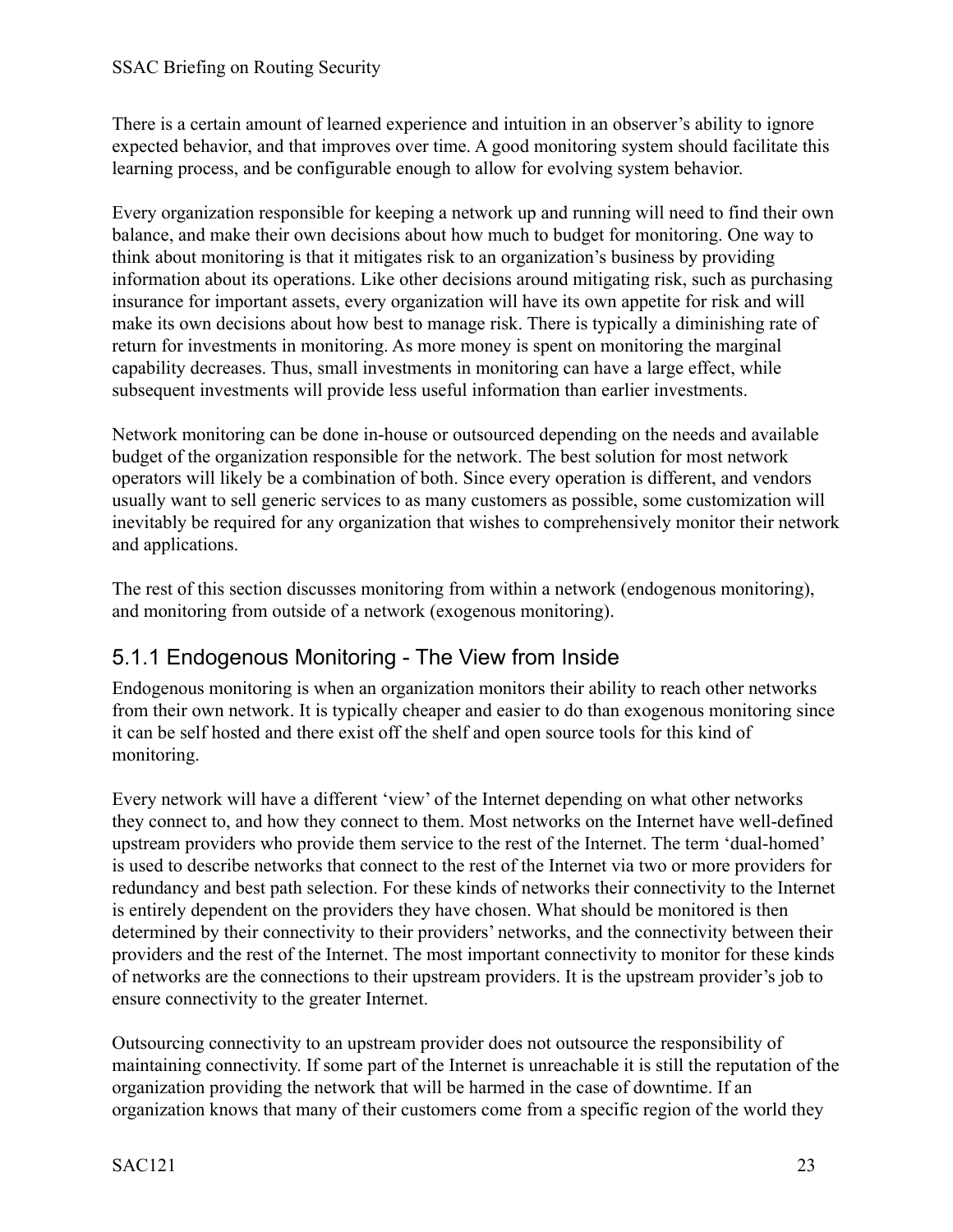There is a certain amount of learned experience and intuition in an observer's ability to ignore expected behavior, and that improves over time. A good monitoring system should facilitate this learning process, and be configurable enough to allow for evolving system behavior.

Every organization responsible for keeping a network up and running will need to find their own balance, and make their own decisions about how much to budget for monitoring. One way to think about monitoring is that it mitigates risk to an organization's business by providing information about its operations. Like other decisions around mitigating risk, such as purchasing insurance for important assets, every organization will have its own appetite for risk and will make its own decisions about how best to manage risk. There is typically a diminishing rate of return for investments in monitoring. As more money is spent on monitoring the marginal capability decreases. Thus, small investments in monitoring can have a large effect, while subsequent investments will provide less useful information than earlier investments.

Network monitoring can be done in-house or outsourced depending on the needs and available budget of the organization responsible for the network. The best solution for most network operators will likely be a combination of both. Since every operation is different, and vendors usually want to sell generic services to as many customers as possible, some customization will inevitably be required for any organization that wishes to comprehensively monitor their network and applications.

The rest of this section discusses monitoring from within a network (endogenous monitoring), and monitoring from outside of a network (exogenous monitoring).

### 5.1.1 Endogenous Monitoring - The View from Inside

Endogenous monitoring is when an organization monitors their ability to reach other networks from their own network. It is typically cheaper and easier to do than exogenous monitoring since it can be self hosted and there exist off the shelf and open source tools for this kind of monitoring.

Every network will have a different 'view' of the Internet depending on what other networks they connect to, and how they connect to them. Most networks on the Internet have well-defined upstream providers who provide them service to the rest of the Internet. The term 'dual-homed' is used to describe networks that connect to the rest of the Internet via two or more providers for redundancy and best path selection. For these kinds of networks their connectivity to the Internet is entirely dependent on the providers they have chosen. What should be monitored is then determined by their connectivity to their providers' networks, and the connectivity between their providers and the rest of the Internet. The most important connectivity to monitor for these kinds of networks are the connections to their upstream providers. It is the upstream provider's job to ensure connectivity to the greater Internet.

Outsourcing connectivity to an upstream provider does not outsource the responsibility of maintaining connectivity. If some part of the Internet is unreachable it is still the reputation of the organization providing the network that will be harmed in the case of downtime. If an organization knows that many of their customers come from a specific region of the world they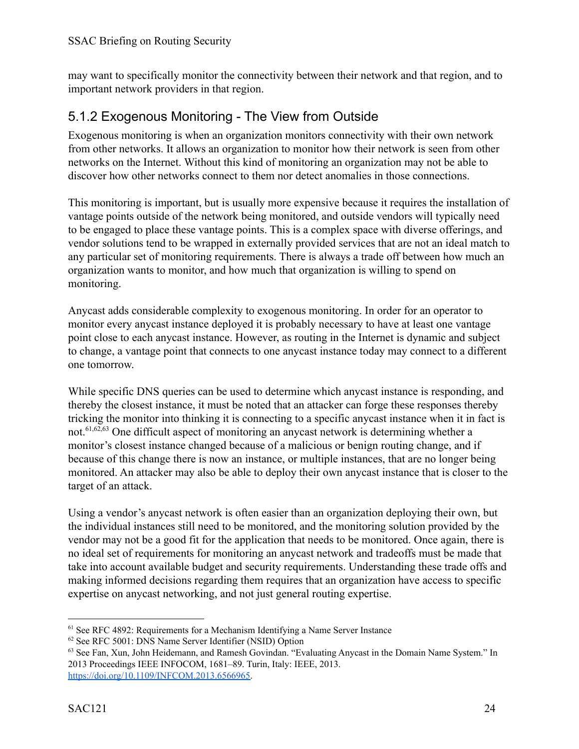may want to specifically monitor the connectivity between their network and that region, and to important network providers in that region.

### 5.1.2 Exogenous Monitoring - The View from Outside

Exogenous monitoring is when an organization monitors connectivity with their own network from other networks. It allows an organization to monitor how their network is seen from other networks on the Internet. Without this kind of monitoring an organization may not be able to discover how other networks connect to them nor detect anomalies in those connections.

This monitoring is important, but is usually more expensive because it requires the installation of vantage points outside of the network being monitored, and outside vendors will typically need to be engaged to place these vantage points. This is a complex space with diverse offerings, and vendor solutions tend to be wrapped in externally provided services that are not an ideal match to any particular set of monitoring requirements. There is always a trade off between how much an organization wants to monitor, and how much that organization is willing to spend on monitoring.

Anycast adds considerable complexity to exogenous monitoring. In order for an operator to monitor every anycast instance deployed it is probably necessary to have at least one vantage point close to each anycast instance. However, as routing in the Internet is dynamic and subject to change, a vantage point that connects to one anycast instance today may connect to a different one tomorrow.

While specific DNS queries can be used to determine which anycast instance is responding, and thereby the closest instance, it must be noted that an attacker can forge these responses thereby tricking the monitor into thinking it is connecting to a specific anycast instance when it in fact is not.[61,62,63] One difficult aspect of monitoring an anycast network is determining whether a monitor's closest instance changed because of a malicious or benign routing change, and if because of this change there is now an instance, or multiple instances, that are no longer being monitored. An attacker may also be able to deploy their own anycast instance that is closer to the target of an attack.

Using a vendor's anycast network is often easier than an organization deploying their own, but the individual instances still need to be monitored, and the monitoring solution provided by the vendor may not be a good fit for the application that needs to be monitored. Once again, there is no ideal set of requirements for monitoring an anycast network and tradeoffs must be made that take into account available budget and security requirements. Understanding these trade offs and making informed decisions regarding them requires that an organization have access to specific expertise on anycast networking, and not just general routing expertise.

---

[61] See RFC 4892: Requirements for a Mechanism Identifying a Name Server Instance

[62] See RFC 5001: DNS Name Server Identifier (NSID) Option

[63] See Fan, Xun, John Heidemann, and Ramesh Govindan. "Evaluating Anycast in the Domain Name System." In 2013 Proceedings IEEE INFOCOM, 1681–89. Turin, Italy: IEEE, 2013. https://doi.org/10.1109/INFCOM.2013.6566965.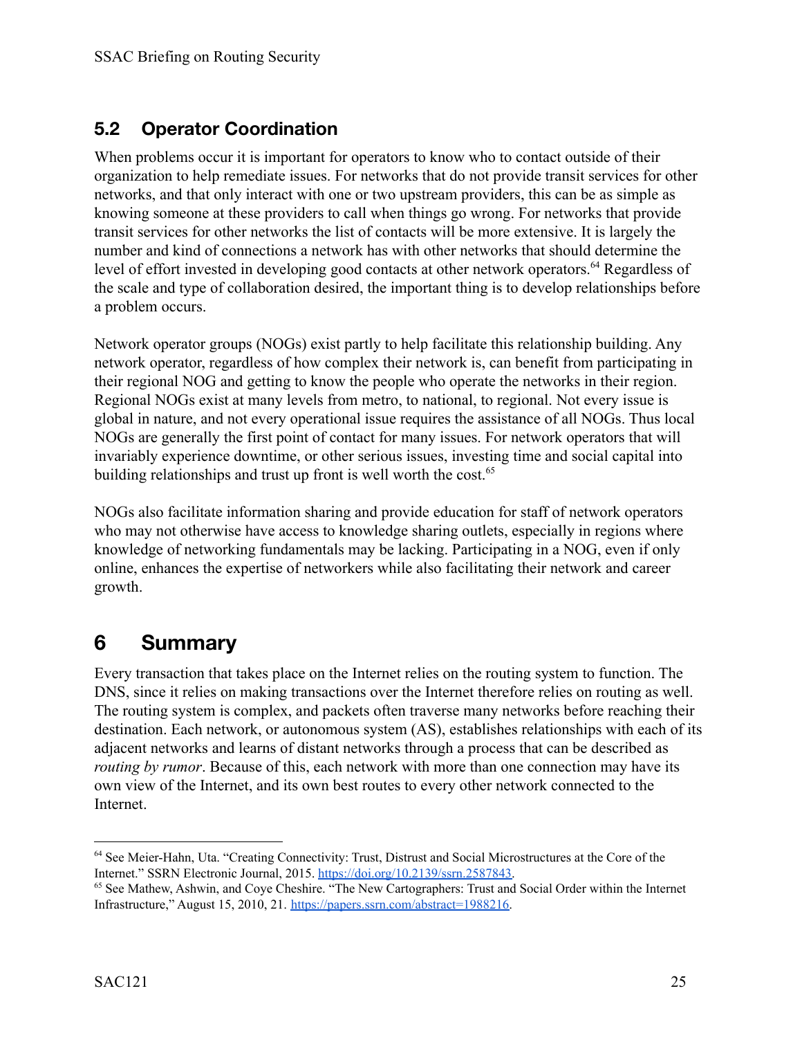## 5.2 Operator Coordination

When problems occur it is important for operators to know who to contact outside of their organization to help remediate issues. For networks that do not provide transit services for other networks, and that only interact with one or two upstream providers, this can be as simple as knowing someone at these providers to call when things go wrong. For networks that provide transit services for other networks the list of contacts will be more extensive. It is largely the number and kind of connections a network has with other networks that should determine the level of effort invested in developing good contacts at other network operators.[64] Regardless of the scale and type of collaboration desired, the important thing is to develop relationships before a problem occurs.

Network operator groups (NOGs) exist partly to help facilitate this relationship building. Any network operator, regardless of how complex their network is, can benefit from participating in their regional NOG and getting to know the people who operate the networks in their region. Regional NOGs exist at many levels from metro, to national, to regional. Not every issue is global in nature, and not every operational issue requires the assistance of all NOGs. Thus local NOGs are generally the first point of contact for many issues. For network operators that will invariably experience downtime, or other serious issues, investing time and social capital into building relationships and trust up front is well worth the cost.[65]

NOGs also facilitate information sharing and provide education for staff of network operators who may not otherwise have access to knowledge sharing outlets, especially in regions where knowledge of networking fundamentals may be lacking. Participating in a NOG, even if only online, enhances the expertise of networkers while also facilitating their network and career growth.

# 6 Summary

Every transaction that takes place on the Internet relies on the routing system to function. The DNS, since it relies on making transactions over the Internet therefore relies on routing as well. The routing system is complex, and packets often traverse many networks before reaching their destination. Each network, or autonomous system (AS), establishes relationships with each of its adjacent networks and learns of distant networks through a process that can be described as *routing by rumor*. Because of this, each network with more than one connection may have its own view of the Internet, and its own best routes to every other network connected to the Internet.

---

[64] See Meier-Hahn, Uta. "Creating Connectivity: Trust, Distrust and Social Microstructures at the Core of the Internet." SSRN Electronic Journal, 2015. https://doi.org/10.2139/ssrn.2587843.

[65] See Mathew, Ashwin, and Coye Cheshire. "The New Cartographers: Trust and Social Order within the Internet Infrastructure," August 15, 2010, 21. https://papers.ssrn.com/abstract=1988216.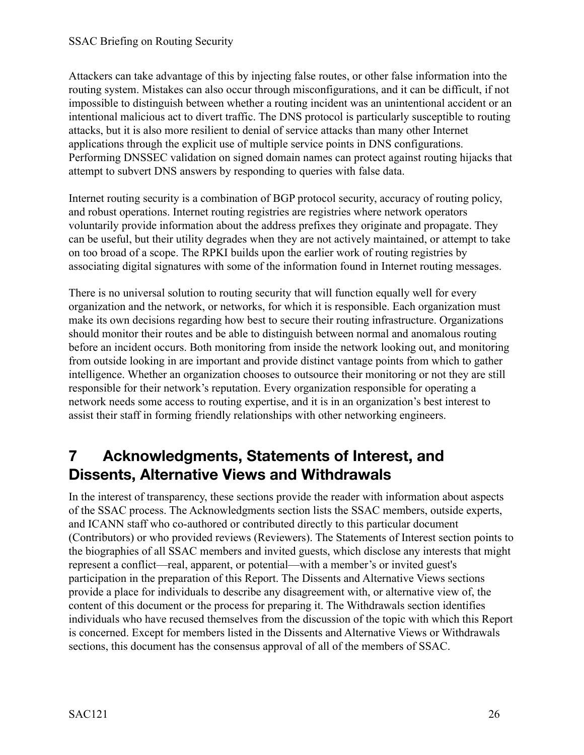Attackers can take advantage of this by injecting false routes, or other false information into the routing system. Mistakes can also occur through misconfigurations, and it can be difficult, if not impossible to distinguish between whether a routing incident was an unintentional accident or an intentional malicious act to divert traffic. The DNS protocol is particularly susceptible to routing attacks, but it is also more resilient to denial of service attacks than many other Internet applications through the explicit use of multiple service points in DNS configurations. Performing DNSSEC validation on signed domain names can protect against routing hijacks that attempt to subvert DNS answers by responding to queries with false data.

Internet routing security is a combination of BGP protocol security, accuracy of routing policy, and robust operations. Internet routing registries are registries where network operators voluntarily provide information about the address prefixes they originate and propagate. They can be useful, but their utility degrades when they are not actively maintained, or attempt to take on too broad of a scope. The RPKI builds upon the earlier work of routing registries by associating digital signatures with some of the information found in Internet routing messages.

There is no universal solution to routing security that will function equally well for every organization and the network, or networks, for which it is responsible. Each organization must make its own decisions regarding how best to secure their routing infrastructure. Organizations should monitor their routes and be able to distinguish between normal and anomalous routing before an incident occurs. Both monitoring from inside the network looking out, and monitoring from outside looking in are important and provide distinct vantage points from which to gather intelligence. Whether an organization chooses to outsource their monitoring or not they are still responsible for their network's reputation. Every organization responsible for operating a network needs some access to routing expertise, and it is in an organization's best interest to assist their staff in forming friendly relationships with other networking engineers.

# 7 Acknowledgments, Statements of Interest, and Dissents, Alternative Views and Withdrawals

In the interest of transparency, these sections provide the reader with information about aspects of the SSAC process. The Acknowledgments section lists the SSAC members, outside experts, and ICANN staff who co-authored or contributed directly to this particular document (Contributors) or who provided reviews (Reviewers). The Statements of Interest section points to the biographies of all SSAC members and invited guests, which disclose any interests that might represent a conflict—real, apparent, or potential—with a member's or invited guest's participation in the preparation of this Report. The Dissents and Alternative Views sections provide a place for individuals to describe any disagreement with, or alternative view of, the content of this document or the process for preparing it. The Withdrawals section identifies individuals who have recused themselves from the discussion of the topic with which this Report is concerned. Except for members listed in the Dissents and Alternative Views or Withdrawals sections, this document has the consensus approval of all of the members of SSAC.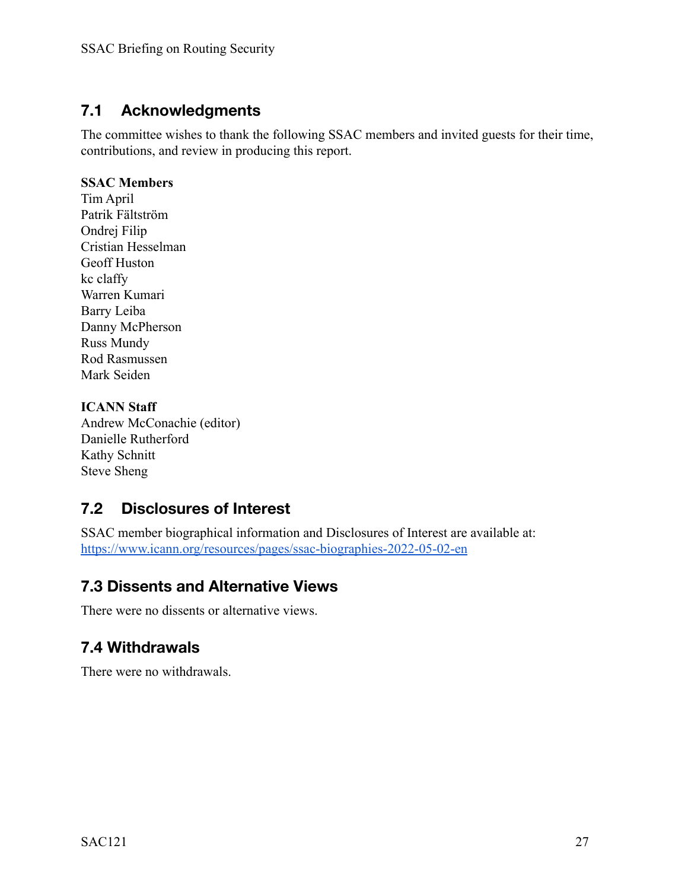## 7.1 Acknowledgments

The committee wishes to thank the following SSAC members and invited guests for their time, contributions, and review in producing this report.

**SSAC Members**
Tim April
Patrik Fältström
Ondrej Filip
Cristian Hesselman
Geoff Huston
kc claffy
Warren Kumari
Barry Leiba
Danny McPherson
Russ Mundy
Rod Rasmussen
Mark Seiden

**ICANN Staff**
Andrew McConachie (editor)
Danielle Rutherford
Kathy Schnitt
Steve Sheng

## 7.2 Disclosures of Interest

SSAC member biographical information and Disclosures of Interest are available at: https://www.icann.org/resources/pages/ssac-biographies-2022-05-02-en

## 7.3 Dissents and Alternative Views

There were no dissents or alternative views.

## 7.4 Withdrawals

There were no withdrawals.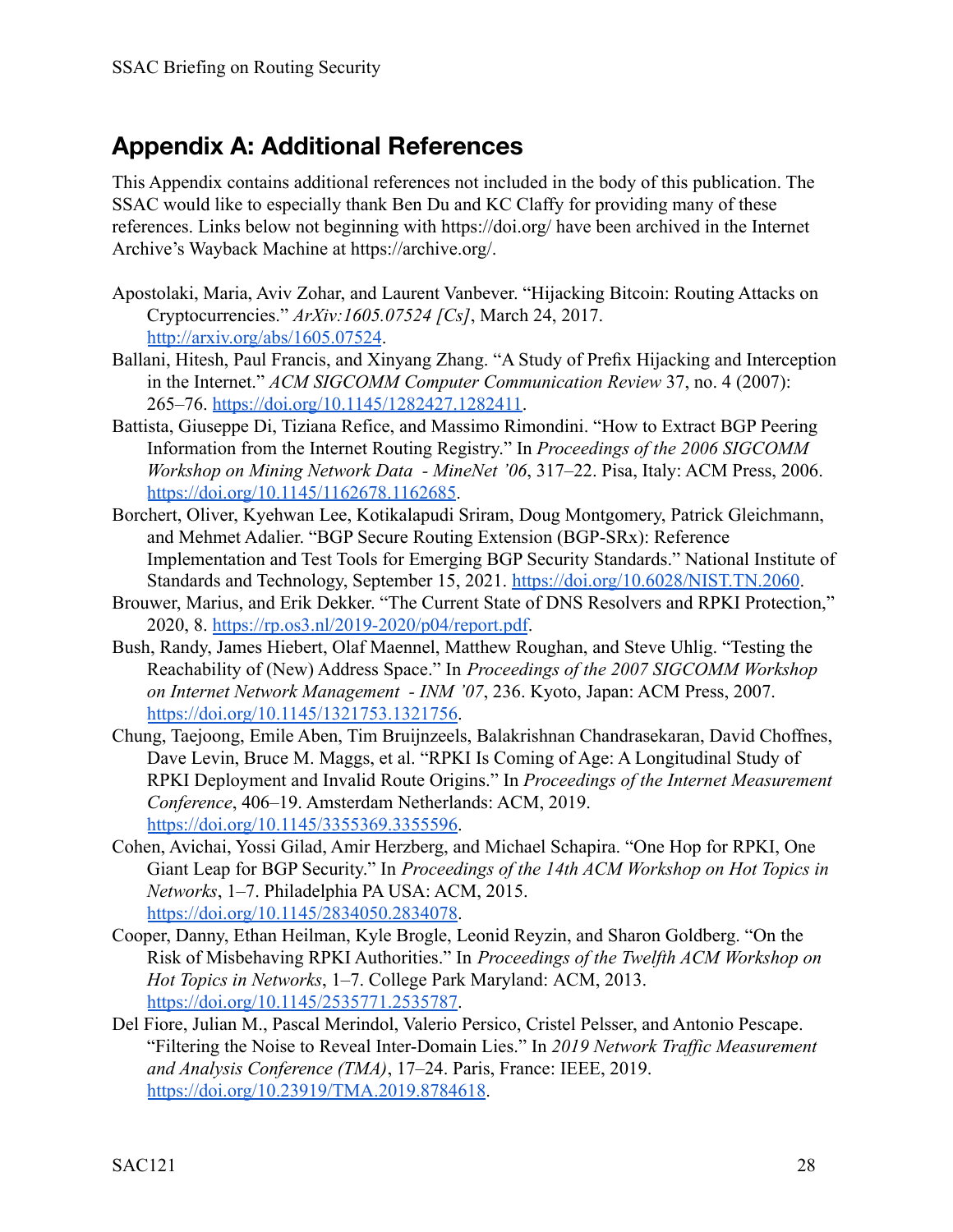## Appendix A: Additional References

This Appendix contains additional references not included in the body of this publication. The SSAC would like to especially thank Ben Du and KC Claffy for providing many of these references. Links below not beginning with https://doi.org/ have been archived in the Internet Archive's Wayback Machine at https://archive.org/.

Apostolaki, Maria, Aviv Zohar, and Laurent Vanbever. "Hijacking Bitcoin: Routing Attacks on Cryptocurrencies." *ArXiv:1605.07524 [Cs]*, March 24, 2017. http://arxiv.org/abs/1605.07524.

Ballani, Hitesh, Paul Francis, and Xinyang Zhang. "A Study of Prefix Hijacking and Interception in the Internet." *ACM SIGCOMM Computer Communication Review* 37, no. 4 (2007): 265–76. https://doi.org/10.1145/1282427.1282411.

Battista, Giuseppe Di, Tiziana Refice, and Massimo Rimondini. "How to Extract BGP Peering Information from the Internet Routing Registry." In *Proceedings of the 2006 SIGCOMM Workshop on Mining Network Data - MineNet '06*, 317–22. Pisa, Italy: ACM Press, 2006. https://doi.org/10.1145/1162678.1162685.

Borchert, Oliver, Kyehwan Lee, Kotikalapudi Sriram, Doug Montgomery, Patrick Gleichmann, and Mehmet Adalier. "BGP Secure Routing Extension (BGP-SRx): Reference Implementation and Test Tools for Emerging BGP Security Standards." National Institute of Standards and Technology, September 15, 2021. https://doi.org/10.6028/NIST.TN.2060.

Brouwer, Marius, and Erik Dekker. "The Current State of DNS Resolvers and RPKI Protection," 2020, 8. https://rp.os3.nl/2019-2020/p04/report.pdf.

Bush, Randy, James Hiebert, Olaf Maennel, Matthew Roughan, and Steve Uhlig. "Testing the Reachability of (New) Address Space." In *Proceedings of the 2007 SIGCOMM Workshop on Internet Network Management - INM '07*, 236. Kyoto, Japan: ACM Press, 2007. https://doi.org/10.1145/1321753.1321756.

Chung, Taejoong, Emile Aben, Tim Bruijnzeels, Balakrishnan Chandrasekaran, David Choffnes, Dave Levin, Bruce M. Maggs, et al. "RPKI Is Coming of Age: A Longitudinal Study of RPKI Deployment and Invalid Route Origins." In *Proceedings of the Internet Measurement Conference*, 406–19. Amsterdam Netherlands: ACM, 2019. https://doi.org/10.1145/3355369.3355596.

Cohen, Avichai, Yossi Gilad, Amir Herzberg, and Michael Schapira. "One Hop for RPKI, One Giant Leap for BGP Security." In *Proceedings of the 14th ACM Workshop on Hot Topics in Networks*, 1–7. Philadelphia PA USA: ACM, 2015. https://doi.org/10.1145/2834050.2834078.

Cooper, Danny, Ethan Heilman, Kyle Brogle, Leonid Reyzin, and Sharon Goldberg. "On the Risk of Misbehaving RPKI Authorities." In *Proceedings of the Twelfth ACM Workshop on Hot Topics in Networks*, 1–7. College Park Maryland: ACM, 2013. https://doi.org/10.1145/2535771.2535787.

Del Fiore, Julian M., Pascal Merindol, Valerio Persico, Cristel Pelsser, and Antonio Pescape. "Filtering the Noise to Reveal Inter-Domain Lies." In *2019 Network Traffic Measurement and Analysis Conference (TMA)*, 17–24. Paris, France: IEEE, 2019. https://doi.org/10.23919/TMA.2019.8784618.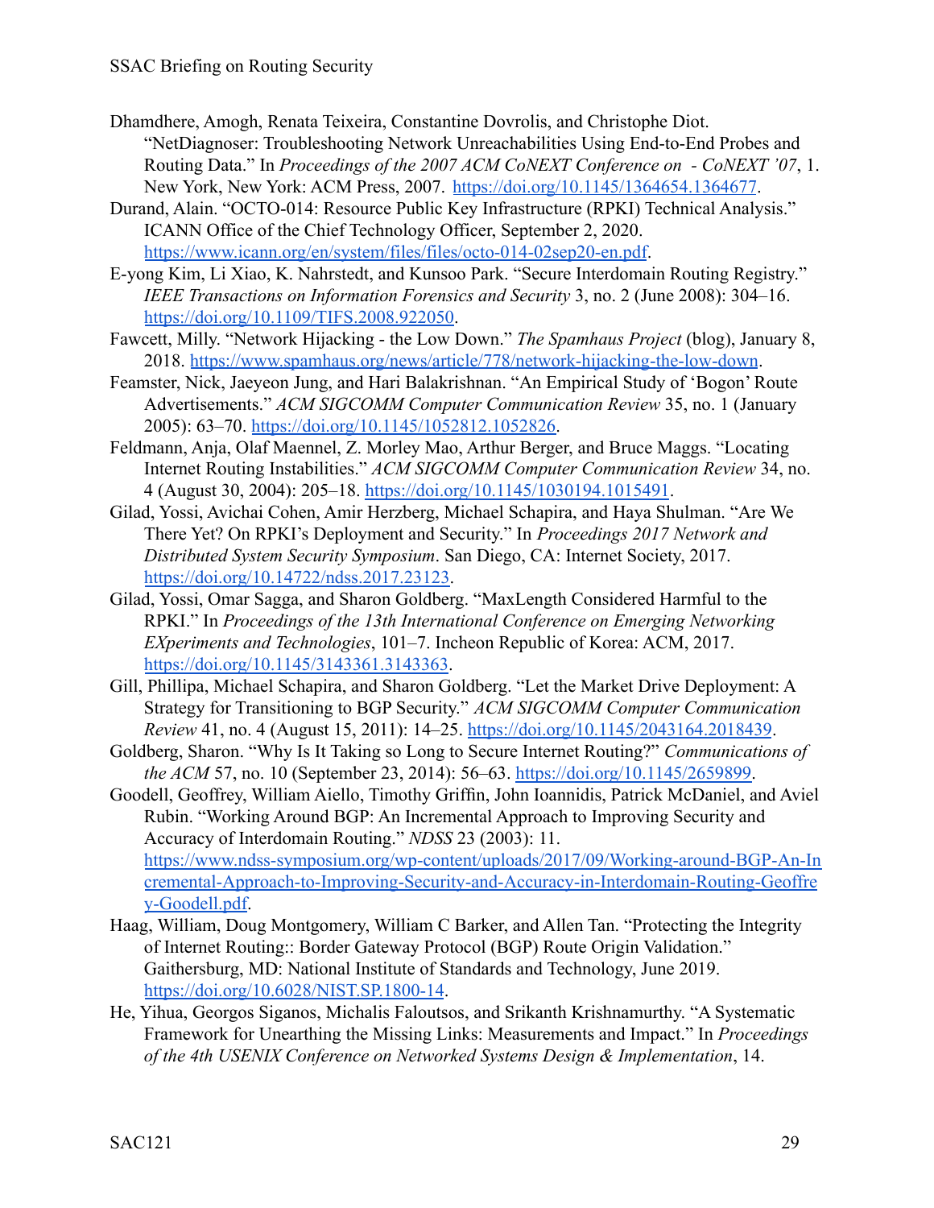Dhamdhere, Amogh, Renata Teixeira, Constantine Dovrolis, and Christophe Diot. "NetDiagnoser: Troubleshooting Network Unreachabilities Using End-to-End Probes and Routing Data." In *Proceedings of the 2007 ACM CoNEXT Conference on - CoNEXT '07*, 1. New York, New York: ACM Press, 2007. https://doi.org/10.1145/1364654.1364677.

Durand, Alain. "OCTO-014: Resource Public Key Infrastructure (RPKI) Technical Analysis." ICANN Office of the Chief Technology Officer, September 2, 2020. https://www.icann.org/en/system/files/files/octo-014-02sep20-en.pdf.

E-yong Kim, Li Xiao, K. Nahrstedt, and Kunsoo Park. "Secure Interdomain Routing Registry." *IEEE Transactions on Information Forensics and Security* 3, no. 2 (June 2008): 304–16. https://doi.org/10.1109/TIFS.2008.922050.

Fawcett, Milly. "Network Hijacking - the Low Down." *The Spamhaus Project* (blog), January 8, 2018. https://www.spamhaus.org/news/article/778/network-hijacking-the-low-down.

Feamster, Nick, Jaeyeon Jung, and Hari Balakrishnan. "An Empirical Study of 'Bogon' Route Advertisements." *ACM SIGCOMM Computer Communication Review* 35, no. 1 (January 2005): 63–70. https://doi.org/10.1145/1052812.1052826.

Feldmann, Anja, Olaf Maennel, Z. Morley Mao, Arthur Berger, and Bruce Maggs. "Locating Internet Routing Instabilities." *ACM SIGCOMM Computer Communication Review* 34, no. 4 (August 30, 2004): 205–18. https://doi.org/10.1145/1030194.1015491.

Gilad, Yossi, Avichai Cohen, Amir Herzberg, Michael Schapira, and Haya Shulman. "Are We There Yet? On RPKI's Deployment and Security." In *Proceedings 2017 Network and Distributed System Security Symposium*. San Diego, CA: Internet Society, 2017. https://doi.org/10.14722/ndss.2017.23123.

Gilad, Yossi, Omar Sagga, and Sharon Goldberg. "MaxLength Considered Harmful to the RPKI." In *Proceedings of the 13th International Conference on Emerging Networking EXperiments and Technologies*, 101–7. Incheon Republic of Korea: ACM, 2017. https://doi.org/10.1145/3143361.3143363.

Gill, Phillipa, Michael Schapira, and Sharon Goldberg. "Let the Market Drive Deployment: A Strategy for Transitioning to BGP Security." *ACM SIGCOMM Computer Communication Review* 41, no. 4 (August 15, 2011): 14–25. https://doi.org/10.1145/2043164.2018439.

Goldberg, Sharon. "Why Is It Taking so Long to Secure Internet Routing?" *Communications of the ACM* 57, no. 10 (September 23, 2014): 56–63. https://doi.org/10.1145/2659899.

Goodell, Geoffrey, William Aiello, Timothy Griffin, John Ioannidis, Patrick McDaniel, and Aviel Rubin. "Working Around BGP: An Incremental Approach to Improving Security and Accuracy of Interdomain Routing." *NDSS* 23 (2003): 11. https://www.ndss-symposium.org/wp-content/uploads/2017/09/Working-around-BGP-An-Incremental-Approach-to-Improving-Security-and-Accuracy-in-Interdomain-Routing-Geoffrey-Goodell.pdf.

Haag, William, Doug Montgomery, William C Barker, and Allen Tan. "Protecting the Integrity of Internet Routing:: Border Gateway Protocol (BGP) Route Origin Validation." Gaithersburg, MD: National Institute of Standards and Technology, June 2019. https://doi.org/10.6028/NIST.SP.1800-14.

He, Yihua, Georgos Siganos, Michalis Faloutsos, and Srikanth Krishnamurthy. "A Systematic Framework for Unearthing the Missing Links: Measurements and Impact." In *Proceedings of the 4th USENIX Conference on Networked Systems Design & Implementation*, 14.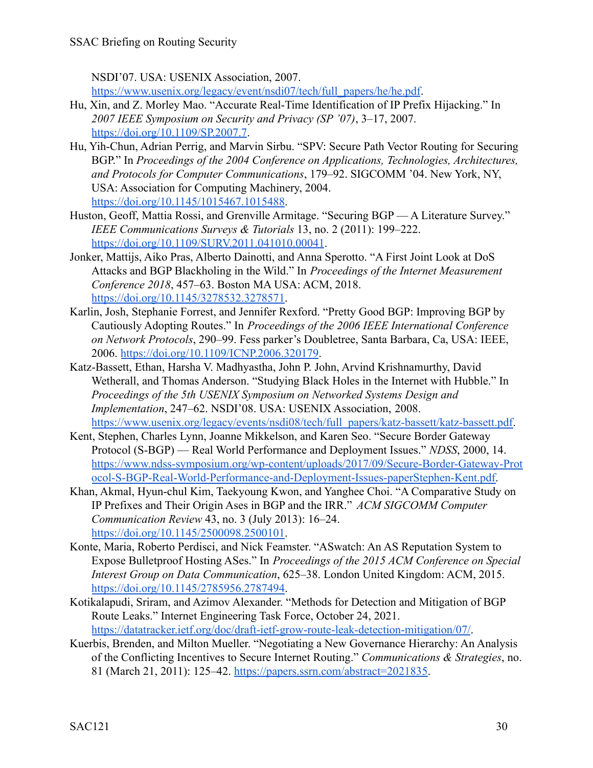NSDI'07. USA: USENIX Association, 2007. https://www.usenix.org/legacy/event/nsdi07/tech/full_papers/he/he.pdf.

Hu, Xin, and Z. Morley Mao. "Accurate Real-Time Identification of IP Prefix Hijacking." In *2007 IEEE Symposium on Security and Privacy (SP '07)*, 3–17, 2007. https://doi.org/10.1109/SP.2007.7.

Hu, Yih-Chun, Adrian Perrig, and Marvin Sirbu. "SPV: Secure Path Vector Routing for Securing BGP." In *Proceedings of the 2004 Conference on Applications, Technologies, Architectures, and Protocols for Computer Communications*, 179–92. SIGCOMM '04. New York, NY, USA: Association for Computing Machinery, 2004. https://doi.org/10.1145/1015467.1015488.

Huston, Geoff, Mattia Rossi, and Grenville Armitage. "Securing BGP — A Literature Survey." *IEEE Communications Surveys & Tutorials* 13, no. 2 (2011): 199–222. https://doi.org/10.1109/SURV.2011.041010.00041.

Jonker, Mattijs, Aiko Pras, Alberto Dainotti, and Anna Sperotto. "A First Joint Look at DoS Attacks and BGP Blackholing in the Wild." In *Proceedings of the Internet Measurement Conference 2018*, 457–63. Boston MA USA: ACM, 2018. https://doi.org/10.1145/3278532.3278571.

Karlin, Josh, Stephanie Forrest, and Jennifer Rexford. "Pretty Good BGP: Improving BGP by Cautiously Adopting Routes." In *Proceedings of the 2006 IEEE International Conference on Network Protocols*, 290–99. Fess parker's Doubletree, Santa Barbara, Ca, USA: IEEE, 2006. https://doi.org/10.1109/ICNP.2006.320179.

Katz-Bassett, Ethan, Harsha V. Madhyastha, John P. John, Arvind Krishnamurthy, David Wetherall, and Thomas Anderson. "Studying Black Holes in the Internet with Hubble." In *Proceedings of the 5th USENIX Symposium on Networked Systems Design and Implementation*, 247–62. NSDI'08. USA: USENIX Association, 2008. https://www.usenix.org/legacy/events/nsdi08/tech/full_papers/katz-bassett/katz-bassett.pdf.

Kent, Stephen, Charles Lynn, Joanne Mikkelson, and Karen Seo. "Secure Border Gateway Protocol (S-BGP) — Real World Performance and Deployment Issues." *NDSS*, 2000, 14. https://www.ndss-symposium.org/wp-content/uploads/2017/09/Secure-Border-Gateway-Protocol-S-BGP-Real-World-Performance-and-Deployment-Issues-paperStephen-Kent.pdf.

Khan, Akmal, Hyun-chul Kim, Taekyoung Kwon, and Yanghee Choi. "A Comparative Study on IP Prefixes and Their Origin Ases in BGP and the IRR." *ACM SIGCOMM Computer Communication Review* 43, no. 3 (July 2013): 16–24. https://doi.org/10.1145/2500098.2500101.

Konte, Maria, Roberto Perdisci, and Nick Feamster. "ASwatch: An AS Reputation System to Expose Bulletproof Hosting ASes." In *Proceedings of the 2015 ACM Conference on Special Interest Group on Data Communication*, 625–38. London United Kingdom: ACM, 2015. https://doi.org/10.1145/2785956.2787494.

Kotikalapudi, Sriram, and Azimov Alexander. "Methods for Detection and Mitigation of BGP Route Leaks." Internet Engineering Task Force, October 24, 2021. https://datatracker.ietf.org/doc/draft-ietf-grow-route-leak-detection-mitigation/07/.

Kuerbis, Brenden, and Milton Mueller. "Negotiating a New Governance Hierarchy: An Analysis of the Conflicting Incentives to Secure Internet Routing." *Communications & Strategies*, no. 81 (March 21, 2011): 125–42. https://papers.ssrn.com/abstract=2021835.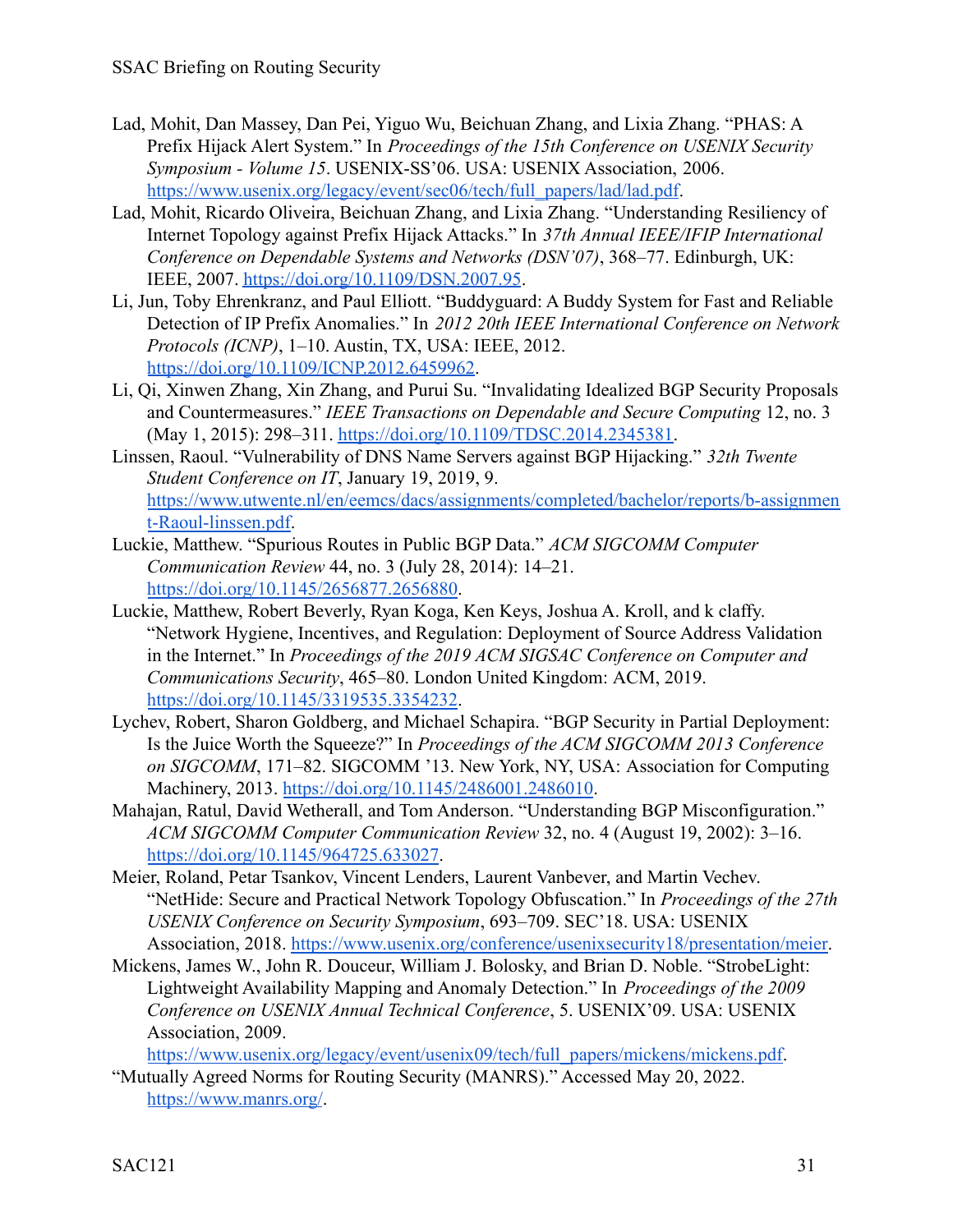Lad, Mohit, Dan Massey, Dan Pei, Yiguo Wu, Beichuan Zhang, and Lixia Zhang. "PHAS: A Prefix Hijack Alert System." In *Proceedings of the 15th Conference on USENIX Security Symposium - Volume 15*. USENIX-SS'06. USA: USENIX Association, 2006. https://www.usenix.org/legacy/event/sec06/tech/full_papers/lad/lad.pdf.

Lad, Mohit, Ricardo Oliveira, Beichuan Zhang, and Lixia Zhang. "Understanding Resiliency of Internet Topology against Prefix Hijack Attacks." In *37th Annual IEEE/IFIP International Conference on Dependable Systems and Networks (DSN'07)*, 368–77. Edinburgh, UK: IEEE, 2007. https://doi.org/10.1109/DSN.2007.95.

Li, Jun, Toby Ehrenkranz, and Paul Elliott. "Buddyguard: A Buddy System for Fast and Reliable Detection of IP Prefix Anomalies." In *2012 20th IEEE International Conference on Network Protocols (ICNP)*, 1–10. Austin, TX, USA: IEEE, 2012. https://doi.org/10.1109/ICNP.2012.6459962.

Li, Qi, Xinwen Zhang, Xin Zhang, and Purui Su. "Invalidating Idealized BGP Security Proposals and Countermeasures." *IEEE Transactions on Dependable and Secure Computing* 12, no. 3 (May 1, 2015): 298–311. https://doi.org/10.1109/TDSC.2014.2345381.

Linssen, Raoul. "Vulnerability of DNS Name Servers against BGP Hijacking." *32th Twente Student Conference on IT*, January 19, 2019, 9. https://www.utwente.nl/en/eemcs/dacs/assignments/completed/bachelor/reports/b-assignment-Raoul-linssen.pdf.

Luckie, Matthew. "Spurious Routes in Public BGP Data." *ACM SIGCOMM Computer Communication Review* 44, no. 3 (July 28, 2014): 14–21. https://doi.org/10.1145/2656877.2656880.

Luckie, Matthew, Robert Beverly, Ryan Koga, Ken Keys, Joshua A. Kroll, and k claffy. "Network Hygiene, Incentives, and Regulation: Deployment of Source Address Validation in the Internet." In *Proceedings of the 2019 ACM SIGSAC Conference on Computer and Communications Security*, 465–80. London United Kingdom: ACM, 2019. https://doi.org/10.1145/3319535.3354232.

Lychev, Robert, Sharon Goldberg, and Michael Schapira. "BGP Security in Partial Deployment: Is the Juice Worth the Squeeze?" In *Proceedings of the ACM SIGCOMM 2013 Conference on SIGCOMM*, 171–82. SIGCOMM '13. New York, NY, USA: Association for Computing Machinery, 2013. https://doi.org/10.1145/2486001.2486010.

Mahajan, Ratul, David Wetherall, and Tom Anderson. "Understanding BGP Misconfiguration." *ACM SIGCOMM Computer Communication Review* 32, no. 4 (August 19, 2002): 3–16. https://doi.org/10.1145/964725.633027.

Meier, Roland, Petar Tsankov, Vincent Lenders, Laurent Vanbever, and Martin Vechev. "NetHide: Secure and Practical Network Topology Obfuscation." In *Proceedings of the 27th USENIX Conference on Security Symposium*, 693–709. SEC'18. USA: USENIX Association, 2018. https://www.usenix.org/conference/usenixsecurity18/presentation/meier.

Mickens, James W., John R. Douceur, William J. Bolosky, and Brian D. Noble. "StrobeLight: Lightweight Availability Mapping and Anomaly Detection." In *Proceedings of the 2009 Conference on USENIX Annual Technical Conference*, 5. USENIX'09. USA: USENIX Association, 2009. https://www.usenix.org/legacy/event/usenix09/tech/full_papers/mickens/mickens.pdf.

"Mutually Agreed Norms for Routing Security (MANRS)." Accessed May 20, 2022. https://www.manrs.org/.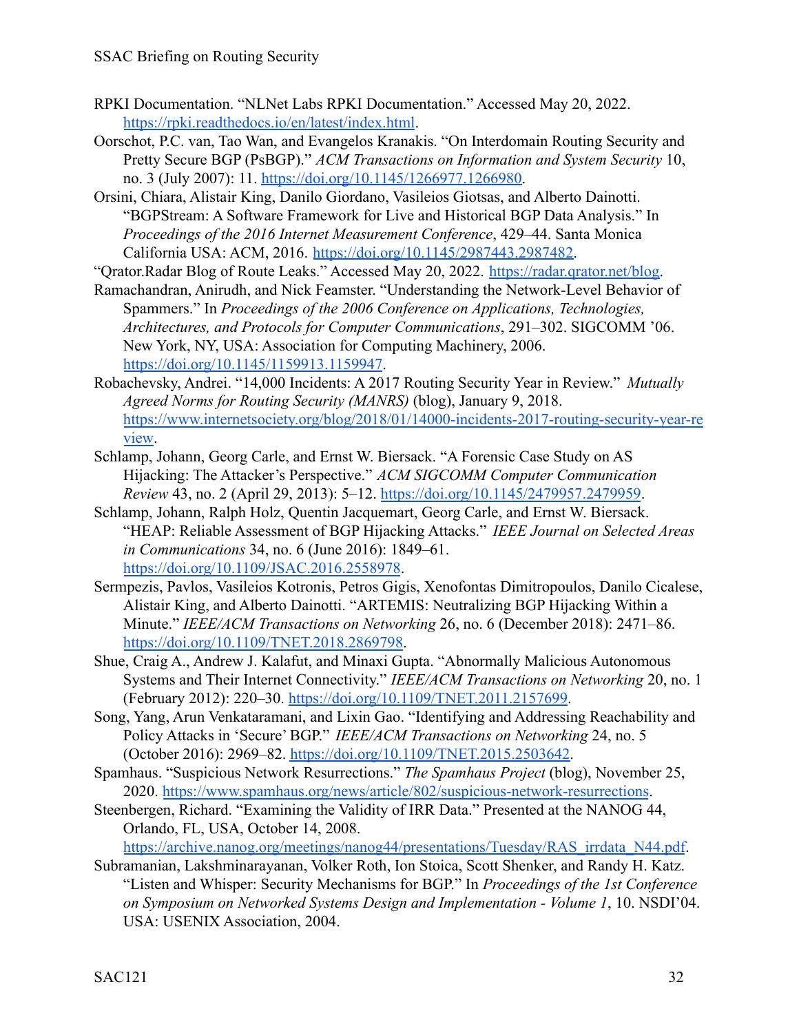RPKI Documentation. “NLNet Labs RPKI Documentation.” Accessed May 20, 2022. https://rpki.readthedocs.io/en/latest/index.html.

Oorschot, P.C. van, Tao Wan, and Evangelos Kranakis. “On Interdomain Routing Security and Pretty Secure BGP (PsBGP).” *ACM Transactions on Information and System Security* 10, no. 3 (July 2007): 11. https://doi.org/10.1145/1266977.1266980.

Orsini, Chiara, Alistair King, Danilo Giordano, Vasileios Giotsas, and Alberto Dainotti. “BGPStream: A Software Framework for Live and Historical BGP Data Analysis.” In *Proceedings of the 2016 Internet Measurement Conference*, 429–44. Santa Monica California USA: ACM, 2016. https://doi.org/10.1145/2987443.2987482.

“Qrator.Radar Blog of Route Leaks.” Accessed May 20, 2022. https://radar.qrator.net/blog.

Ramachandran, Anirudh, and Nick Feamster. “Understanding the Network-Level Behavior of Spammers.” In *Proceedings of the 2006 Conference on Applications, Technologies, Architectures, and Protocols for Computer Communications*, 291–302. SIGCOMM ’06. New York, NY, USA: Association for Computing Machinery, 2006. https://doi.org/10.1145/1159913.1159947.

Robachevsky, Andrei. “14,000 Incidents: A 2017 Routing Security Year in Review.” *Mutually Agreed Norms for Routing Security (MANRS)* (blog), January 9, 2018. https://www.internetsociety.org/blog/2018/01/14000-incidents-2017-routing-security-year-review.

Schlamp, Johann, Georg Carle, and Ernst W. Biersack. “A Forensic Case Study on AS Hijacking: The Attacker’s Perspective.” *ACM SIGCOMM Computer Communication Review* 43, no. 2 (April 29, 2013): 5–12. https://doi.org/10.1145/2479957.2479959.

Schlamp, Johann, Ralph Holz, Quentin Jacquemart, Georg Carle, and Ernst W. Biersack. “HEAP: Reliable Assessment of BGP Hijacking Attacks.” *IEEE Journal on Selected Areas in Communications* 34, no. 6 (June 2016): 1849–61. https://doi.org/10.1109/JSAC.2016.2558978.

Sermpezis, Pavlos, Vasileios Kotronis, Petros Gigis, Xenofontas Dimitropoulos, Danilo Cicalese, Alistair King, and Alberto Dainotti. “ARTEMIS: Neutralizing BGP Hijacking Within a Minute.” *IEEE/ACM Transactions on Networking* 26, no. 6 (December 2018): 2471–86. https://doi.org/10.1109/TNET.2018.2869798.

Shue, Craig A., Andrew J. Kalafut, and Minaxi Gupta. “Abnormally Malicious Autonomous Systems and Their Internet Connectivity.” *IEEE/ACM Transactions on Networking* 20, no. 1 (February 2012): 220–30. https://doi.org/10.1109/TNET.2011.2157699.

Song, Yang, Arun Venkataramani, and Lixin Gao. “Identifying and Addressing Reachability and Policy Attacks in ‘Secure’ BGP.” *IEEE/ACM Transactions on Networking* 24, no. 5 (October 2016): 2969–82. https://doi.org/10.1109/TNET.2015.2503642.

Spamhaus. “Suspicious Network Resurrections.” *The Spamhaus Project* (blog), November 25, 2020. https://www.spamhaus.org/news/article/802/suspicious-network-resurrections.

Steenbergen, Richard. “Examining the Validity of IRR Data.” Presented at the NANOG 44, Orlando, FL, USA, October 14, 2008. https://archive.nanog.org/meetings/nanog44/presentations/Tuesday/RAS_irrdata_N44.pdf.

Subramanian, Lakshminarayanan, Volker Roth, Ion Stoica, Scott Shenker, and Randy H. Katz. “Listen and Whisper: Security Mechanisms for BGP.” In *Proceedings of the 1st Conference on Symposium on Networked Systems Design and Implementation - Volume 1*, 10. NSDI’04. USA: USENIX Association, 2004.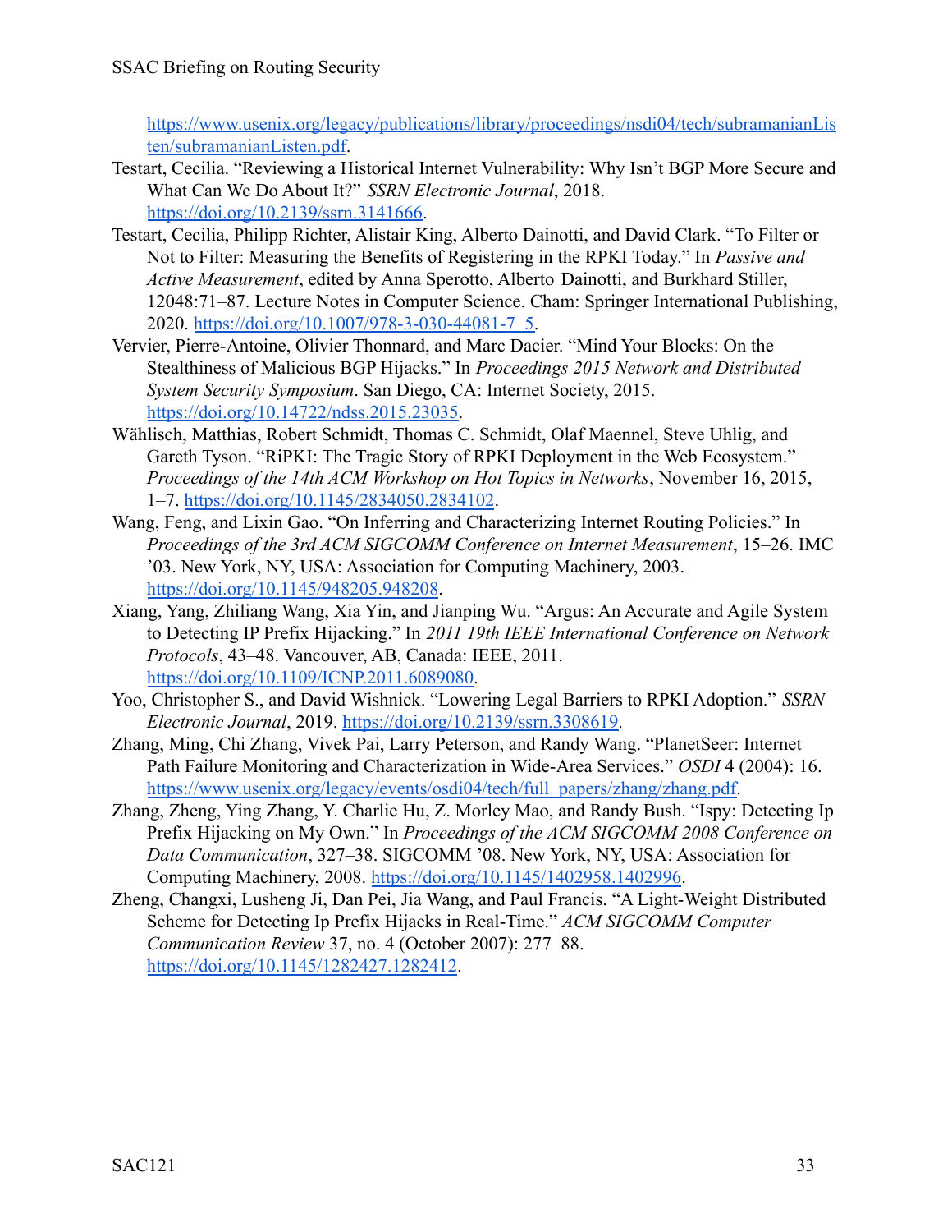https://www.usenix.org/legacy/publications/library/proceedings/nsdi04/tech/subramanianListen/subramanianListen.pdf.

Testart, Cecilia. "Reviewing a Historical Internet Vulnerability: Why Isn't BGP More Secure and What Can We Do About It?" *SSRN Electronic Journal*, 2018. https://doi.org/10.2139/ssrn.3141666.

Testart, Cecilia, Philipp Richter, Alistair King, Alberto Dainotti, and David Clark. "To Filter or Not to Filter: Measuring the Benefits of Registering in the RPKI Today." In *Passive and Active Measurement*, edited by Anna Sperotto, Alberto Dainotti, and Burkhard Stiller, 12048:71–87. Lecture Notes in Computer Science. Cham: Springer International Publishing, 2020. https://doi.org/10.1007/978-3-030-44081-7_5.

Vervier, Pierre-Antoine, Olivier Thonnard, and Marc Dacier. "Mind Your Blocks: On the Stealthiness of Malicious BGP Hijacks." In *Proceedings 2015 Network and Distributed System Security Symposium*. San Diego, CA: Internet Society, 2015. https://doi.org/10.14722/ndss.2015.23035.

Wählisch, Matthias, Robert Schmidt, Thomas C. Schmidt, Olaf Maennel, Steve Uhlig, and Gareth Tyson. "RiPKI: The Tragic Story of RPKI Deployment in the Web Ecosystem." *Proceedings of the 14th ACM Workshop on Hot Topics in Networks*, November 16, 2015, 1–7. https://doi.org/10.1145/2834050.2834102.

Wang, Feng, and Lixin Gao. "On Inferring and Characterizing Internet Routing Policies." In *Proceedings of the 3rd ACM SIGCOMM Conference on Internet Measurement*, 15–26. IMC '03. New York, NY, USA: Association for Computing Machinery, 2003. https://doi.org/10.1145/948205.948208.

Xiang, Yang, Zhiliang Wang, Xia Yin, and Jianping Wu. "Argus: An Accurate and Agile System to Detecting IP Prefix Hijacking." In *2011 19th IEEE International Conference on Network Protocols*, 43–48. Vancouver, AB, Canada: IEEE, 2011. https://doi.org/10.1109/ICNP.2011.6089080.

Yoo, Christopher S., and David Wishnick. "Lowering Legal Barriers to RPKI Adoption." *SSRN Electronic Journal*, 2019. https://doi.org/10.2139/ssrn.3308619.

Zhang, Ming, Chi Zhang, Vivek Pai, Larry Peterson, and Randy Wang. "PlanetSeer: Internet Path Failure Monitoring and Characterization in Wide-Area Services." *OSDI* 4 (2004): 16. https://www.usenix.org/legacy/events/osdi04/tech/full_papers/zhang/zhang.pdf.

Zhang, Zheng, Ying Zhang, Y. Charlie Hu, Z. Morley Mao, and Randy Bush. "Ispy: Detecting Ip Prefix Hijacking on My Own." In *Proceedings of the ACM SIGCOMM 2008 Conference on Data Communication*, 327–38. SIGCOMM '08. New York, NY, USA: Association for Computing Machinery, 2008. https://doi.org/10.1145/1402958.1402996.

Zheng, Changxi, Lusheng Ji, Dan Pei, Jia Wang, and Paul Francis. "A Light-Weight Distributed Scheme for Detecting Ip Prefix Hijacks in Real-Time." *ACM SIGCOMM Computer Communication Review* 37, no. 4 (October 2007): 277–88. https://doi.org/10.1145/1282427.1282412.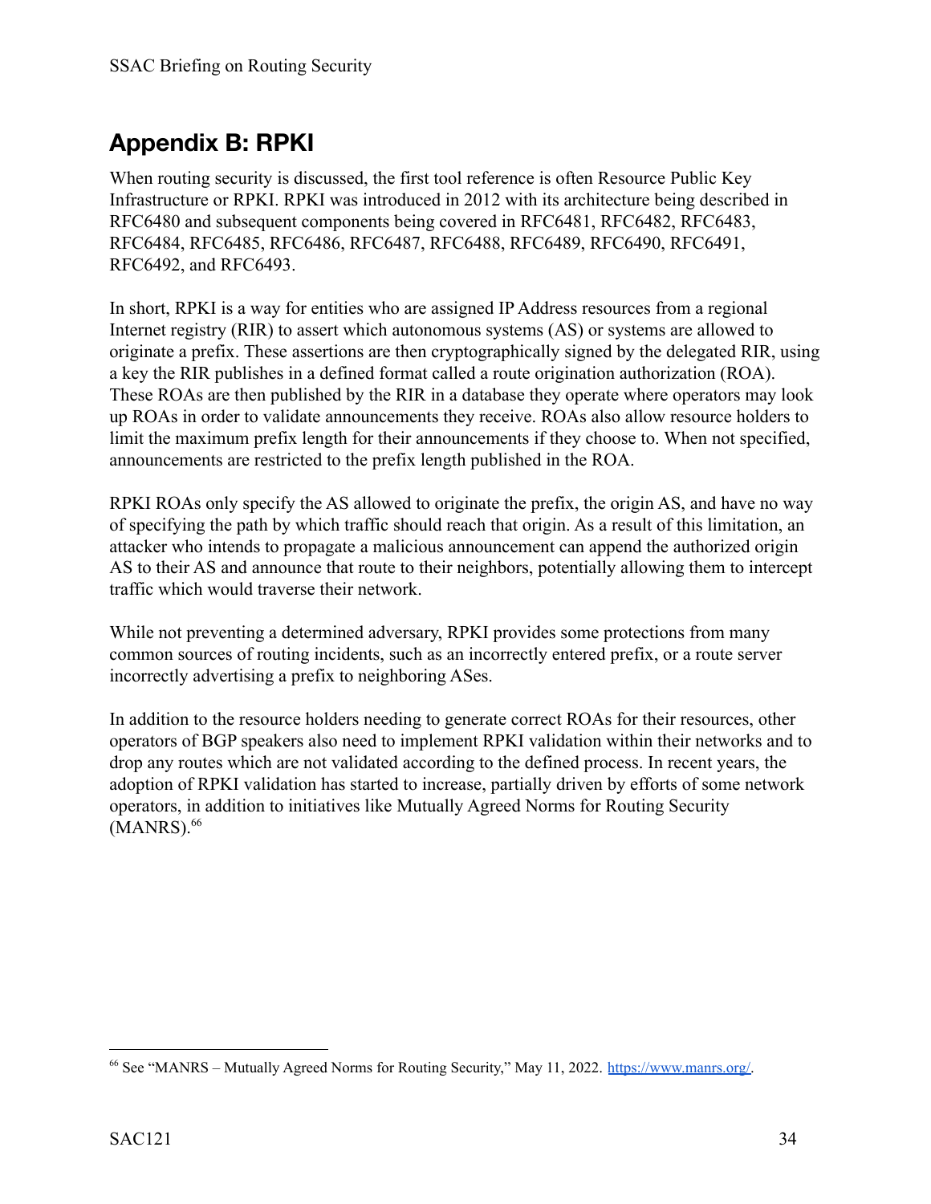## Appendix B: RPKI

When routing security is discussed, the first tool reference is often Resource Public Key Infrastructure or RPKI. RPKI was introduced in 2012 with its architecture being described in RFC6480 and subsequent components being covered in RFC6481, RFC6482, RFC6483, RFC6484, RFC6485, RFC6486, RFC6487, RFC6488, RFC6489, RFC6490, RFC6491, RFC6492, and RFC6493.

In short, RPKI is a way for entities who are assigned IP Address resources from a regional Internet registry (RIR) to assert which autonomous systems (AS) or systems are allowed to originate a prefix. These assertions are then cryptographically signed by the delegated RIR, using a key the RIR publishes in a defined format called a route origination authorization (ROA). These ROAs are then published by the RIR in a database they operate where operators may look up ROAs in order to validate announcements they receive. ROAs also allow resource holders to limit the maximum prefix length for their announcements if they choose to. When not specified, announcements are restricted to the prefix length published in the ROA.

RPKI ROAs only specify the AS allowed to originate the prefix, the origin AS, and have no way of specifying the path by which traffic should reach that origin. As a result of this limitation, an attacker who intends to propagate a malicious announcement can append the authorized origin AS to their AS and announce that route to their neighbors, potentially allowing them to intercept traffic which would traverse their network.

While not preventing a determined adversary, RPKI provides some protections from many common sources of routing incidents, such as an incorrectly entered prefix, or a route server incorrectly advertising a prefix to neighboring ASes.

In addition to the resource holders needing to generate correct ROAs for their resources, other operators of BGP speakers also need to implement RPKI validation within their networks and to drop any routes which are not validated according to the defined process. In recent years, the adoption of RPKI validation has started to increase, partially driven by efforts of some network operators, in addition to initiatives like Mutually Agreed Norms for Routing Security (MANRS).[66]

[66] See "MANRS – Mutually Agreed Norms for Routing Security," May 11, 2022. https://www.manrs.org/.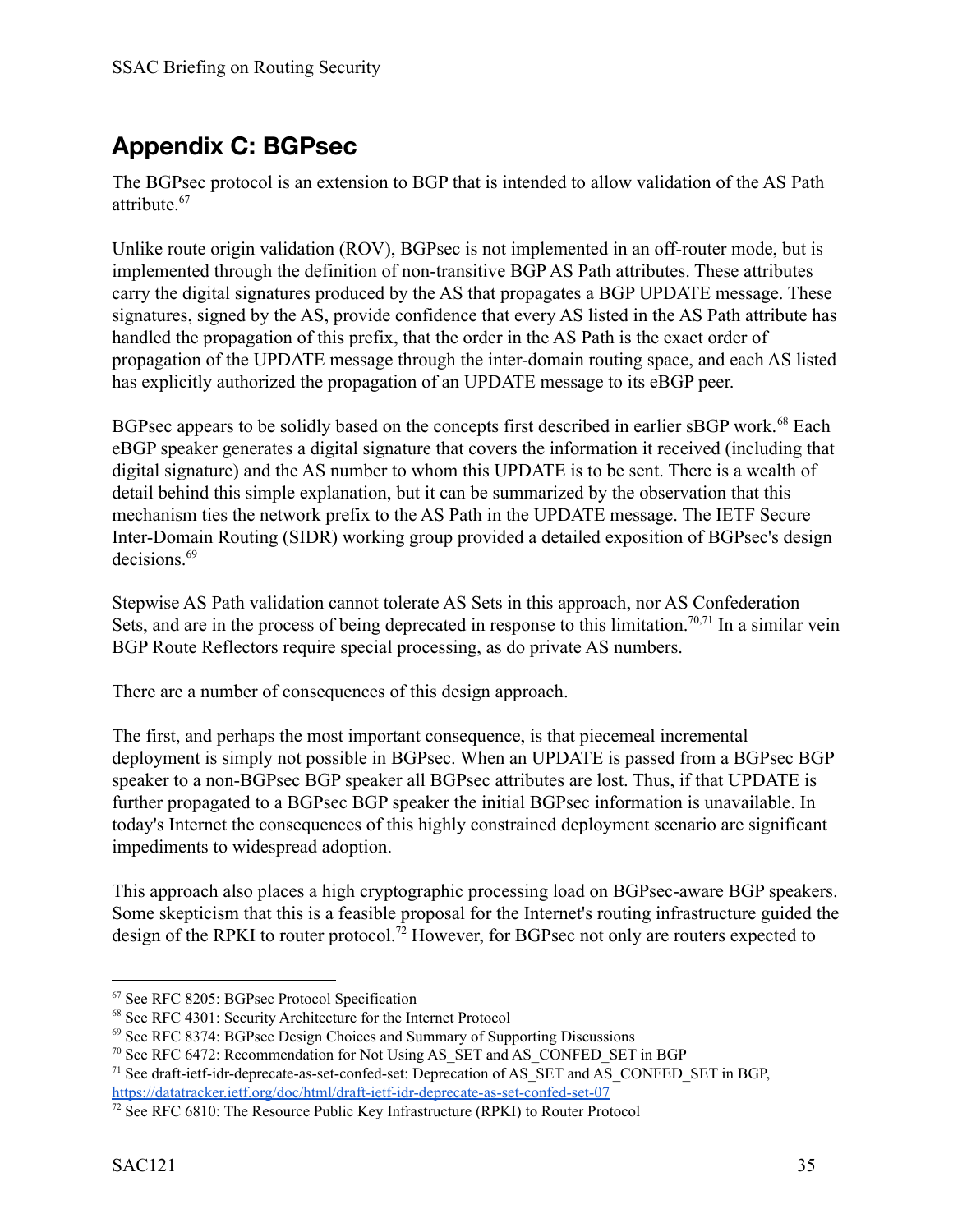## Appendix C: BGPsec

The BGPsec protocol is an extension to BGP that is intended to allow validation of the AS Path attribute.[67]

Unlike route origin validation (ROV), BGPsec is not implemented in an off-router mode, but is implemented through the definition of non-transitive BGP AS Path attributes. These attributes carry the digital signatures produced by the AS that propagates a BGP UPDATE message. These signatures, signed by the AS, provide confidence that every AS listed in the AS Path attribute has handled the propagation of this prefix, that the order in the AS Path is the exact order of propagation of the UPDATE message through the inter-domain routing space, and each AS listed has explicitly authorized the propagation of an UPDATE message to its eBGP peer.

BGPsec appears to be solidly based on the concepts first described in earlier sBGP work.[68] Each eBGP speaker generates a digital signature that covers the information it received (including that digital signature) and the AS number to whom this UPDATE is to be sent. There is a wealth of detail behind this simple explanation, but it can be summarized by the observation that this mechanism ties the network prefix to the AS Path in the UPDATE message. The IETF Secure Inter-Domain Routing (SIDR) working group provided a detailed exposition of BGPsec's design decisions.[69]

Stepwise AS Path validation cannot tolerate AS Sets in this approach, nor AS Confederation Sets, and are in the process of being deprecated in response to this limitation.[70,71] In a similar vein BGP Route Reflectors require special processing, as do private AS numbers.

There are a number of consequences of this design approach.

The first, and perhaps the most important consequence, is that piecemeal incremental deployment is simply not possible in BGPsec. When an UPDATE is passed from a BGPsec BGP speaker to a non-BGPsec BGP speaker all BGPsec attributes are lost. Thus, if that UPDATE is further propagated to a BGPsec BGP speaker the initial BGPsec information is unavailable. In today's Internet the consequences of this highly constrained deployment scenario are significant impediments to widespread adoption.

This approach also places a high cryptographic processing load on BGPsec-aware BGP speakers. Some skepticism that this is a feasible proposal for the Internet's routing infrastructure guided the design of the RPKI to router protocol.[72] However, for BGPsec not only are routers expected to

---

[67] See RFC 8205: BGPsec Protocol Specification

[68] See RFC 4301: Security Architecture for the Internet Protocol

[69] See RFC 8374: BGPsec Design Choices and Summary of Supporting Discussions

[70] See RFC 6472: Recommendation for Not Using AS_SET and AS_CONFED_SET in BGP

[71] See draft-ietf-idr-deprecate-as-set-confed-set: Deprecation of AS_SET and AS_CONFED_SET in BGP, https://datatracker.ietf.org/doc/html/draft-ietf-idr-deprecate-as-set-confed-set-07

[72] See RFC 6810: The Resource Public Key Infrastructure (RPKI) to Router Protocol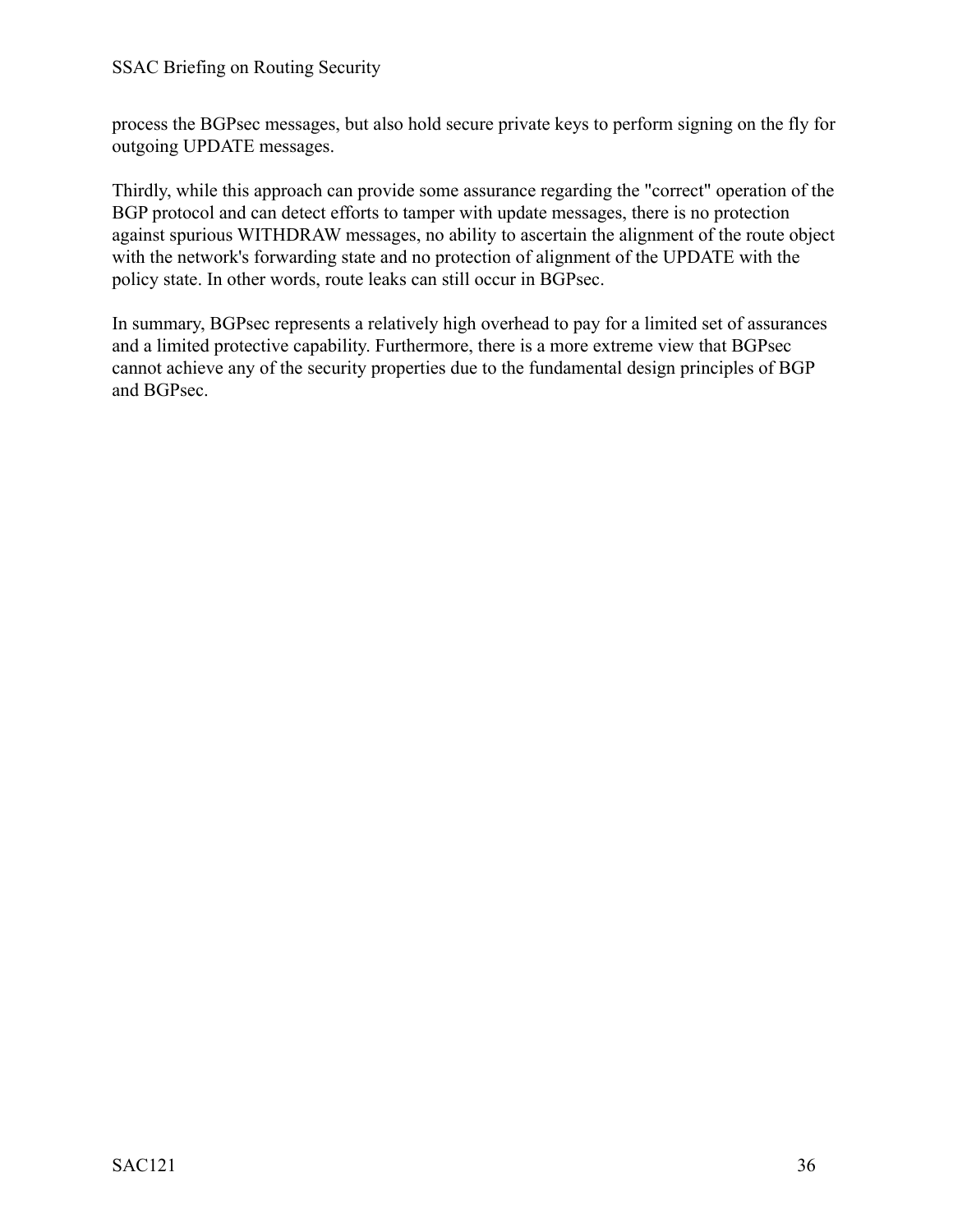process the BGPsec messages, but also hold secure private keys to perform signing on the fly for outgoing UPDATE messages.

Thirdly, while this approach can provide some assurance regarding the "correct" operation of the BGP protocol and can detect efforts to tamper with update messages, there is no protection against spurious WITHDRAW messages, no ability to ascertain the alignment of the route object with the network's forwarding state and no protection of alignment of the UPDATE with the policy state. In other words, route leaks can still occur in BGPsec.

In summary, BGPsec represents a relatively high overhead to pay for a limited set of assurances and a limited protective capability. Furthermore, there is a more extreme view that BGPsec cannot achieve any of the security properties due to the fundamental design principles of BGP and BGPsec.